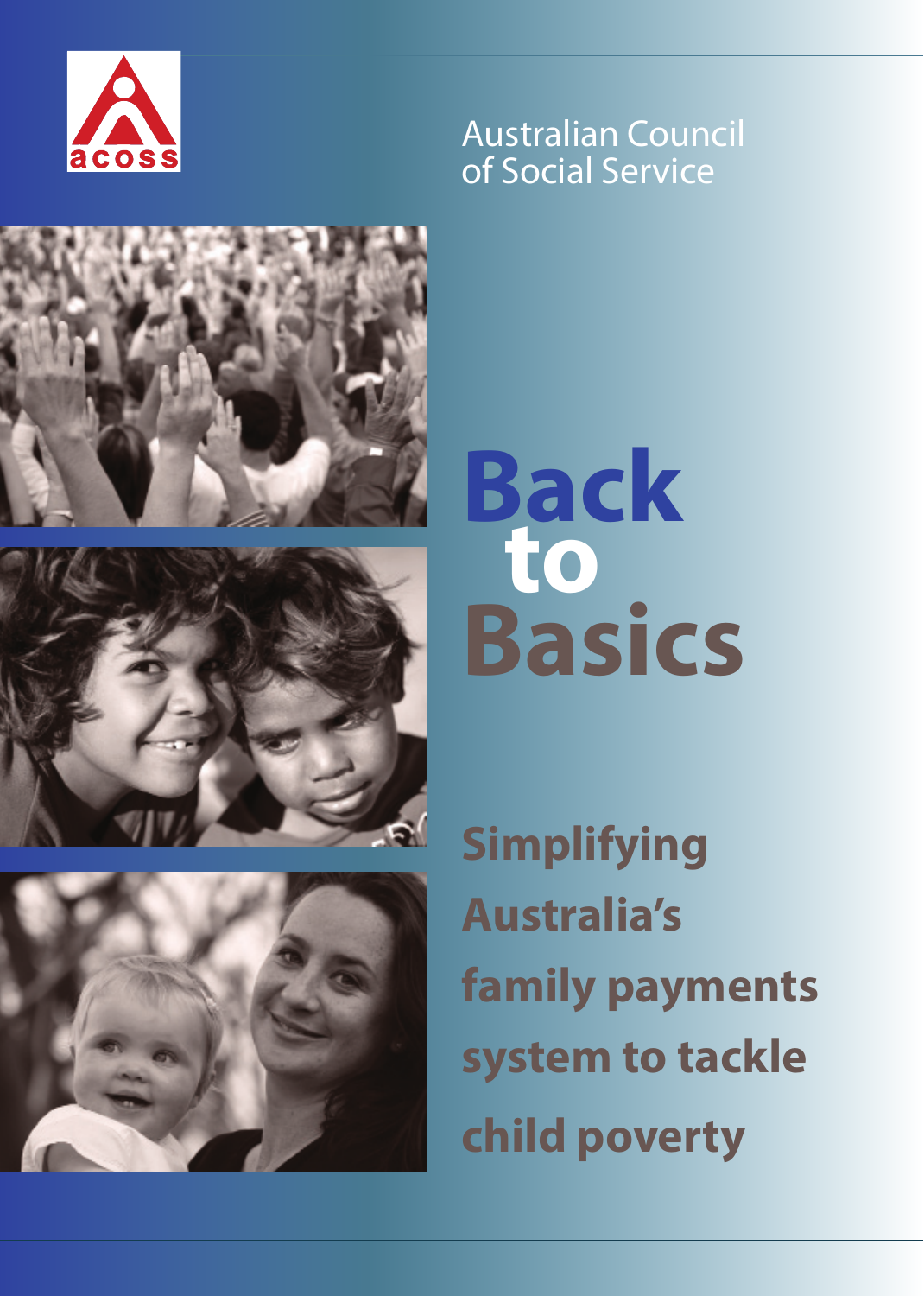acoss

Australian Council of Social Service

# Back to Basics

## Simplifying Australia's family payments system to tackle child poverty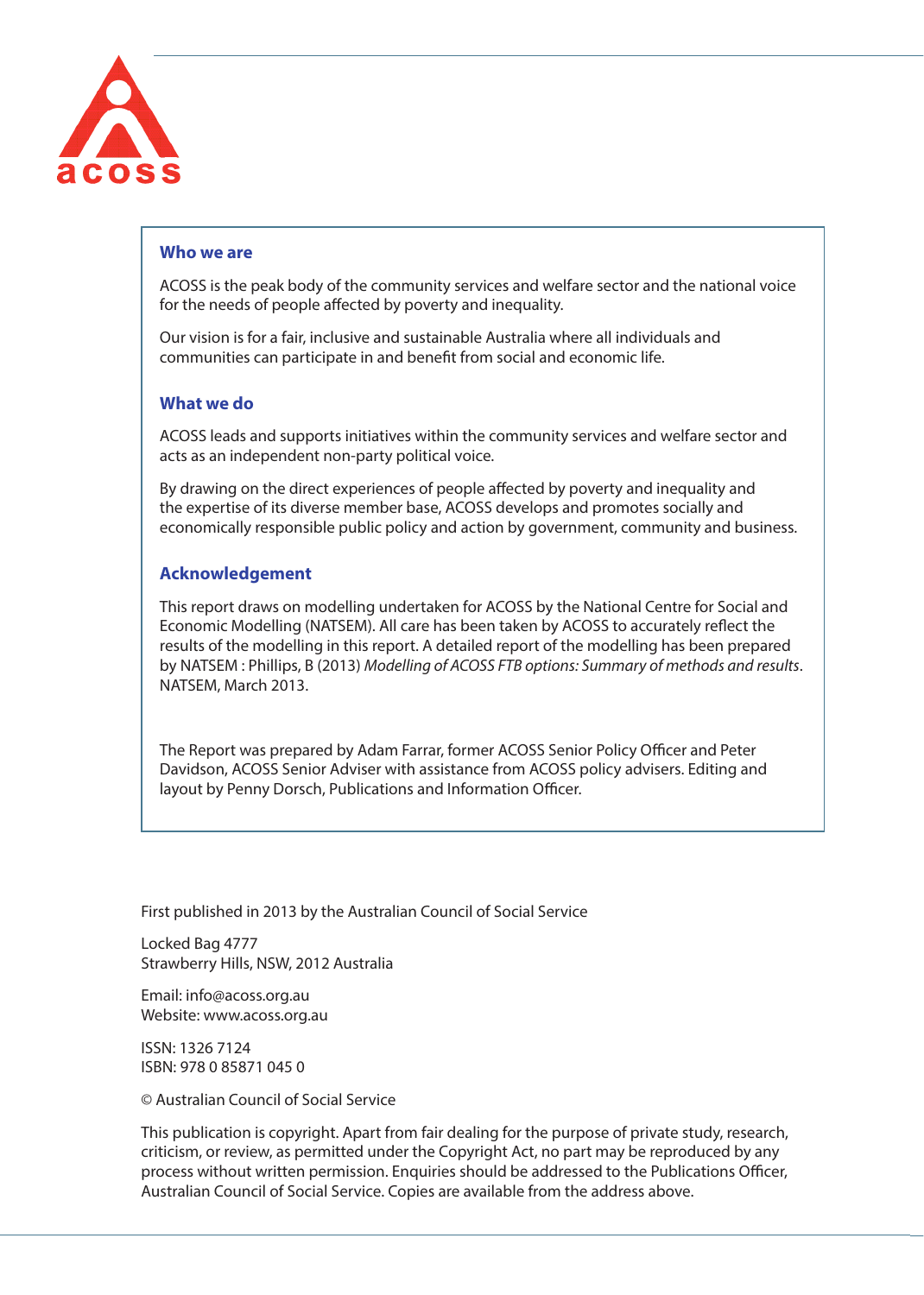## Who we are

ACOSS is the peak body of the community services and welfare sector and the national voice for the needs of people affected by poverty and inequality.

Our vision is for a fair, inclusive and sustainable Australia where all individuals and communities can participate in and benefit from social and economic life.

## What we do

ACOSS leads and supports initiatives within the community services and welfare sector and acts as an independent non-party political voice.

By drawing on the direct experiences of people affected by poverty and inequality and the expertise of its diverse member base, ACOSS develops and promotes socially and economically responsible public policy and action by government, community and business.

## Acknowledgement

This report draws on modelling undertaken for ACOSS by the National Centre for Social and Economic Modelling (NATSEM). All care has been taken by ACOSS to accurately reflect the results of the modelling in this report. A detailed report of the modelling has been prepared by NATSEM : Phillips, B (2013) *Modelling of ACOSS FTB options: Summary of methods and results*. NATSEM, March 2013.

The Report was prepared by Adam Farrar, former ACOSS Senior Policy Officer and Peter Davidson, ACOSS Senior Adviser with assistance from ACOSS policy advisers. Editing and layout by Penny Dorsch, Publications and Information Officer.

First published in 2013 by the Australian Council of Social Service

Locked Bag 4777
Strawberry Hills, NSW, 2012 Australia

Email: info@acoss.org.au
Website: www.acoss.org.au

ISSN: 1326 7124
ISBN: 978 0 85871 045 0

© Australian Council of Social Service

This publication is copyright. Apart from fair dealing for the purpose of private study, research, criticism, or review, as permitted under the Copyright Act, no part may be reproduced by any process without written permission. Enquiries should be addressed to the Publications Officer, Australian Council of Social Service. Copies are available from the address above.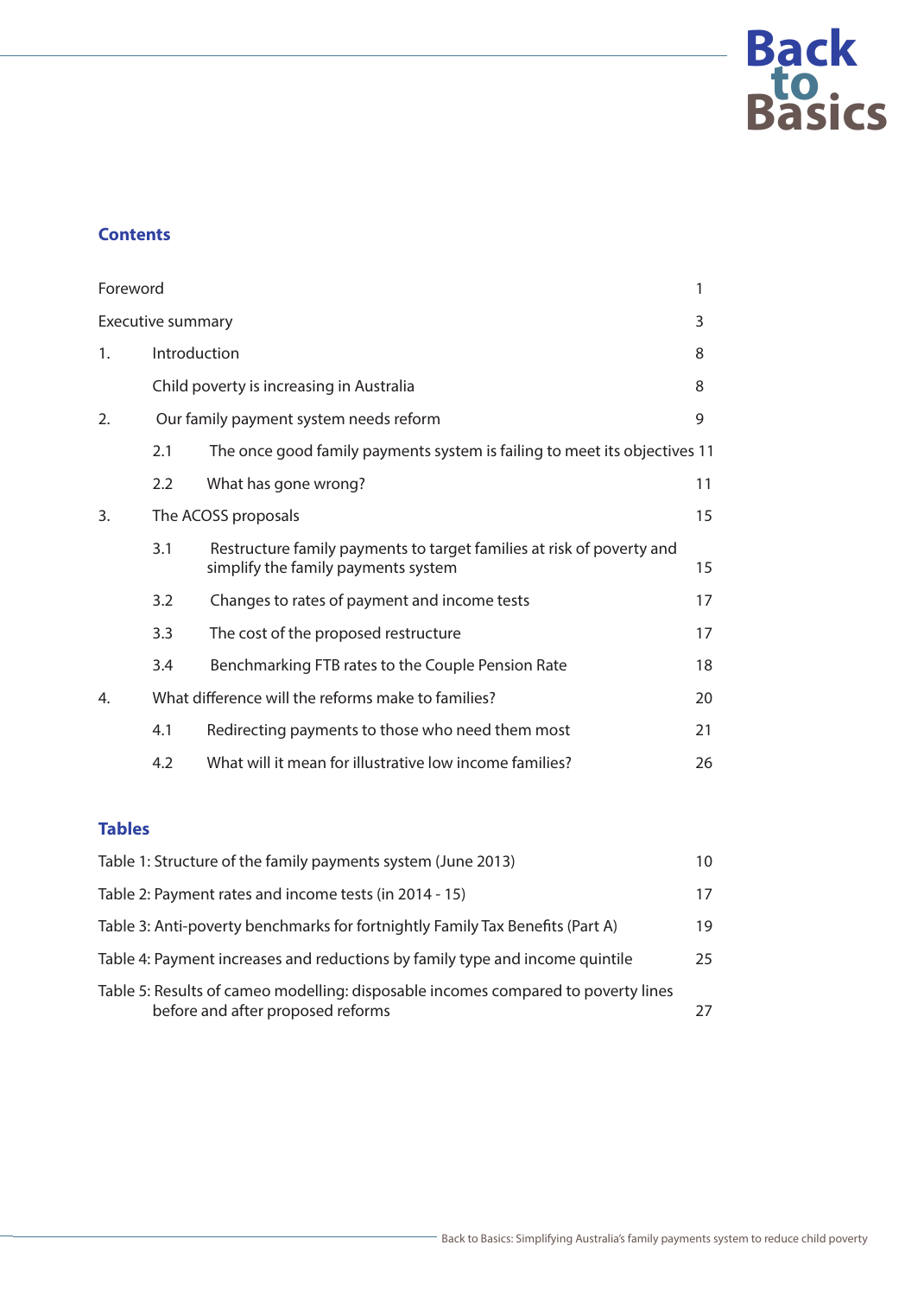## Contents

| | | |
|---|---|---|
| Foreword | | 1 |
| Executive summary | | 3 |
| 1. | Introduction | 8 |
| | Child poverty is increasing in Australia | 8 |
| 2. | Our family payment system needs reform | 9 |
| | 2.1 The once good family payments system is failing to meet its objectives | 11 |
| | 2.2 What has gone wrong? | 11 |
| 3. | The ACOSS proposals | 15 |
| | 3.1 Restructure family payments to target families at risk of poverty and simplify the family payments system | 15 |
| | 3.2 Changes to rates of payment and income tests | 17 |
| | 3.3 The cost of the proposed restructure | 17 |
| | 3.4 Benchmarking FTB rates to the Couple Pension Rate | 18 |
| 4. | What difference will the reforms make to families? | 20 |
| | 4.1 Redirecting payments to those who need them most | 21 |
| | 4.2 What will it mean for illustrative low income families? | 26 |

## Tables

| | |
|---|---|
| Table 1: Structure of the family payments system (June 2013) | 10 |
| Table 2: Payment rates and income tests (in 2014 - 15) | 17 |
| Table 3: Anti-poverty benchmarks for fortnightly Family Tax Benefits (Part A) | 19 |
| Table 4: Payment increases and reductions by family type and income quintile | 25 |
| Table 5: Results of cameo modelling: disposable incomes compared to poverty lines before and after proposed reforms | 27 |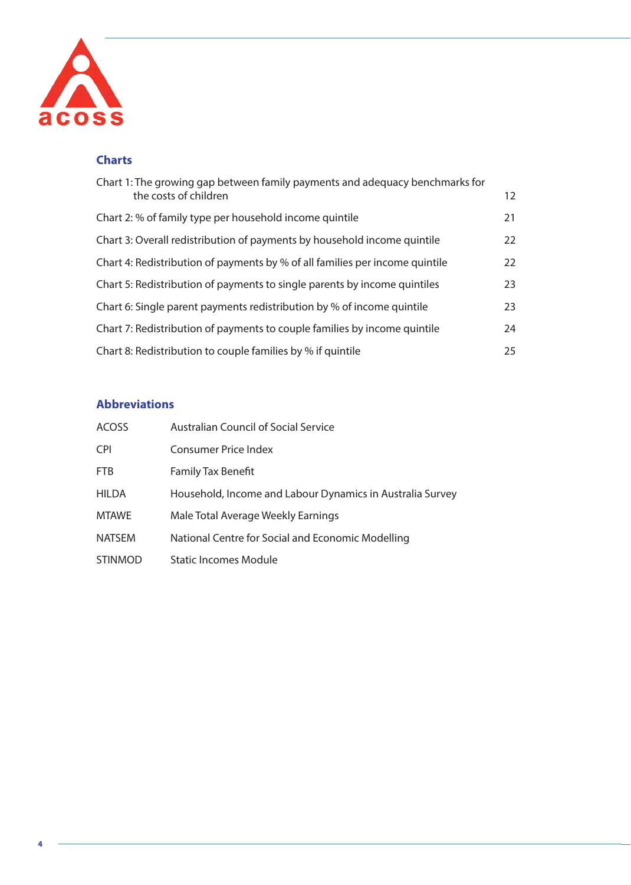## Charts

| | |
|---|---|
| Chart 1: The growing gap between family payments and adequacy benchmarks for the costs of children | 12 |
| Chart 2: % of family type per household income quintile | 21 |
| Chart 3: Overall redistribution of payments by household income quintile | 22 |
| Chart 4: Redistribution of payments by % of all families per income quintile | 22 |
| Chart 5: Redistribution of payments to single parents by income quintiles | 23 |
| Chart 6: Single parent payments redistribution by % of income quintile | 23 |
| Chart 7: Redistribution of payments to couple families by income quintile | 24 |
| Chart 8: Redistribution to couple families by % if quintile | 25 |

## Abbreviations

| | |
|---|---|
| ACOSS | Australian Council of Social Service |
| CPI | Consumer Price Index |
| FTB | Family Tax Benefit |
| HILDA | Household, Income and Labour Dynamics in Australia Survey |
| MTAWE | Male Total Average Weekly Earnings |
| NATSEM | National Centre for Social and Economic Modelling |
| STINMOD | Static Incomes Module |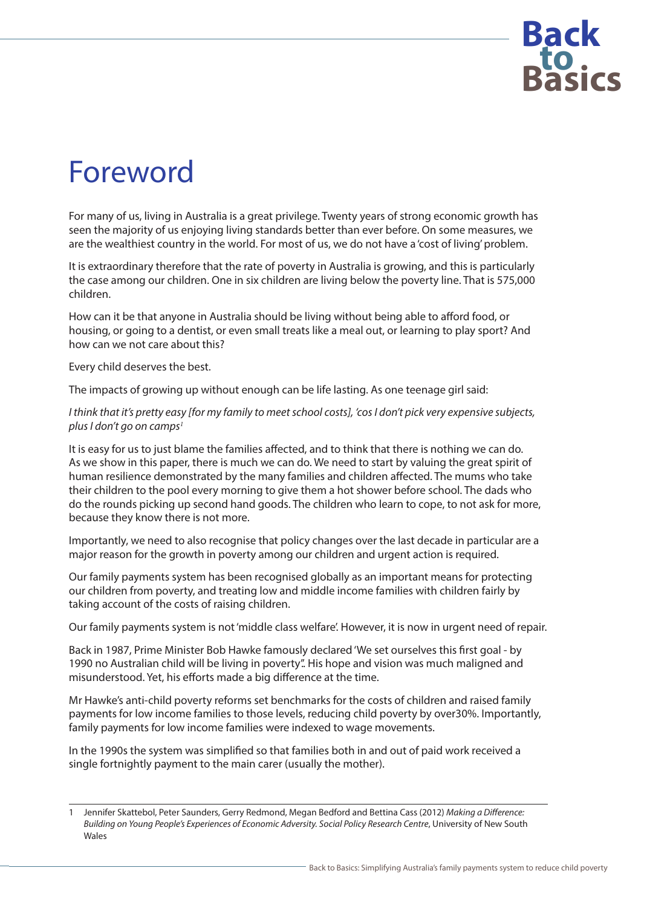# Foreword

For many of us, living in Australia is a great privilege. Twenty years of strong economic growth has seen the majority of us enjoying living standards better than ever before. On some measures, we are the wealthiest country in the world. For most of us, we do not have a 'cost of living' problem.

It is extraordinary therefore that the rate of poverty in Australia is growing, and this is particularly the case among our children. One in six children are living below the poverty line. That is 575,000 children.

How can it be that anyone in Australia should be living without being able to afford food, or housing, or going to a dentist, or even small treats like a meal out, or learning to play sport? And how can we not care about this?

Every child deserves the best.

The impacts of growing up without enough can be life lasting. As one teenage girl said:

*I think that it's pretty easy [for my family to meet school costs], 'cos I don't pick very expensive subjects, plus I don't go on camps*[1]

It is easy for us to just blame the families affected, and to think that there is nothing we can do. As we show in this paper, there is much we can do. We need to start by valuing the great spirit of human resilience demonstrated by the many families and children affected. The mums who take their children to the pool every morning to give them a hot shower before school. The dads who do the rounds picking up second hand goods. The children who learn to cope, to not ask for more, because they know there is not more.

Importantly, we need to also recognise that policy changes over the last decade in particular are a major reason for the growth in poverty among our children and urgent action is required.

Our family payments system has been recognised globally as an important means for protecting our children from poverty, and treating low and middle income families with children fairly by taking account of the costs of raising children.

Our family payments system is not 'middle class welfare'. However, it is now in urgent need of repair.

Back in 1987, Prime Minister Bob Hawke famously declared 'We set ourselves this first goal - by 1990 no Australian child will be living in poverty''. His hope and vision was much maligned and misunderstood. Yet, his efforts made a big difference at the time.

Mr Hawke's anti-child poverty reforms set benchmarks for the costs of children and raised family payments for low income families to those levels, reducing child poverty by over30%. Importantly, family payments for low income families were indexed to wage movements.

In the 1990s the system was simplified so that families both in and out of paid work received a single fortnightly payment to the main carer (usually the mother).

---

1 Jennifer Skattebol, Peter Saunders, Gerry Redmond, Megan Bedford and Bettina Cass (2012) *Making a Difference: Building on Young People's Experiences of Economic Adversity. Social Policy Research Centre*, University of New South Wales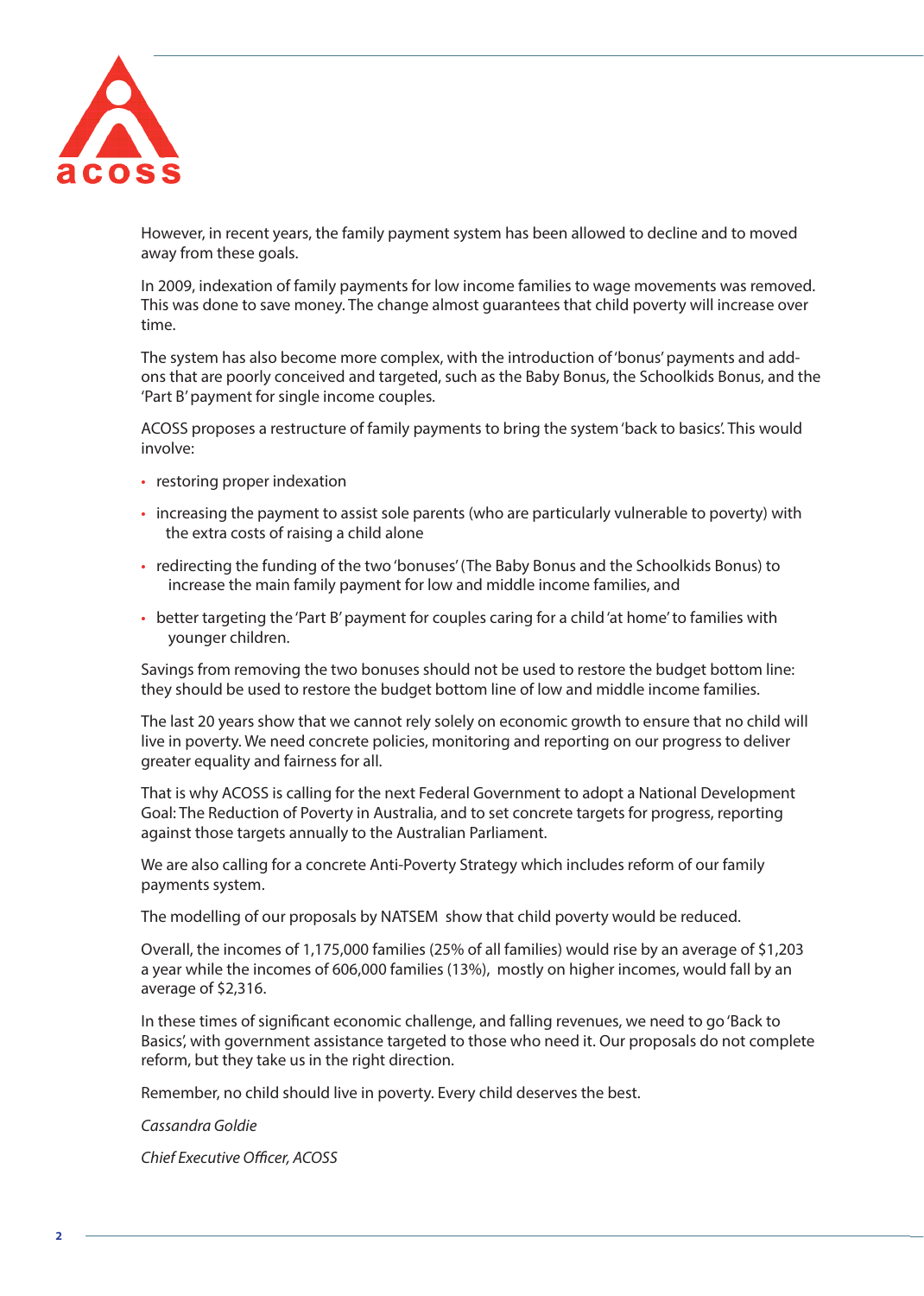However, in recent years, the family payment system has been allowed to decline and to moved away from these goals.

In 2009, indexation of family payments for low income families to wage movements was removed. This was done to save money. The change almost guarantees that child poverty will increase over time.

The system has also become more complex, with the introduction of 'bonus' payments and add-ons that are poorly conceived and targeted, such as the Baby Bonus, the Schoolkids Bonus, and the 'Part B' payment for single income couples.

ACOSS proposes a restructure of family payments to bring the system 'back to basics'. This would involve:

- restoring proper indexation
- increasing the payment to assist sole parents (who are particularly vulnerable to poverty) with the extra costs of raising a child alone
- redirecting the funding of the two 'bonuses' (The Baby Bonus and the Schoolkids Bonus) to increase the main family payment for low and middle income families, and
- better targeting the 'Part B' payment for couples caring for a child 'at home' to families with younger children.

Savings from removing the two bonuses should not be used to restore the budget bottom line: they should be used to restore the budget bottom line of low and middle income families.

The last 20 years show that we cannot rely solely on economic growth to ensure that no child will live in poverty. We need concrete policies, monitoring and reporting on our progress to deliver greater equality and fairness for all.

That is why ACOSS is calling for the next Federal Government to adopt a National Development Goal: The Reduction of Poverty in Australia, and to set concrete targets for progress, reporting against those targets annually to the Australian Parliament.

We are also calling for a concrete Anti-Poverty Strategy which includes reform of our family payments system.

The modelling of our proposals by NATSEM show that child poverty would be reduced.

Overall, the incomes of 1,175,000 families (25% of all families) would rise by an average of $1,203 a year while the incomes of 606,000 families (13%), mostly on higher incomes, would fall by an average of $2,316.

In these times of significant economic challenge, and falling revenues, we need to go 'Back to Basics', with government assistance targeted to those who need it. Our proposals do not complete reform, but they take us in the right direction.

Remember, no child should live in poverty. Every child deserves the best.

*Cassandra Goldie*

*Chief Executive Officer, ACOSS*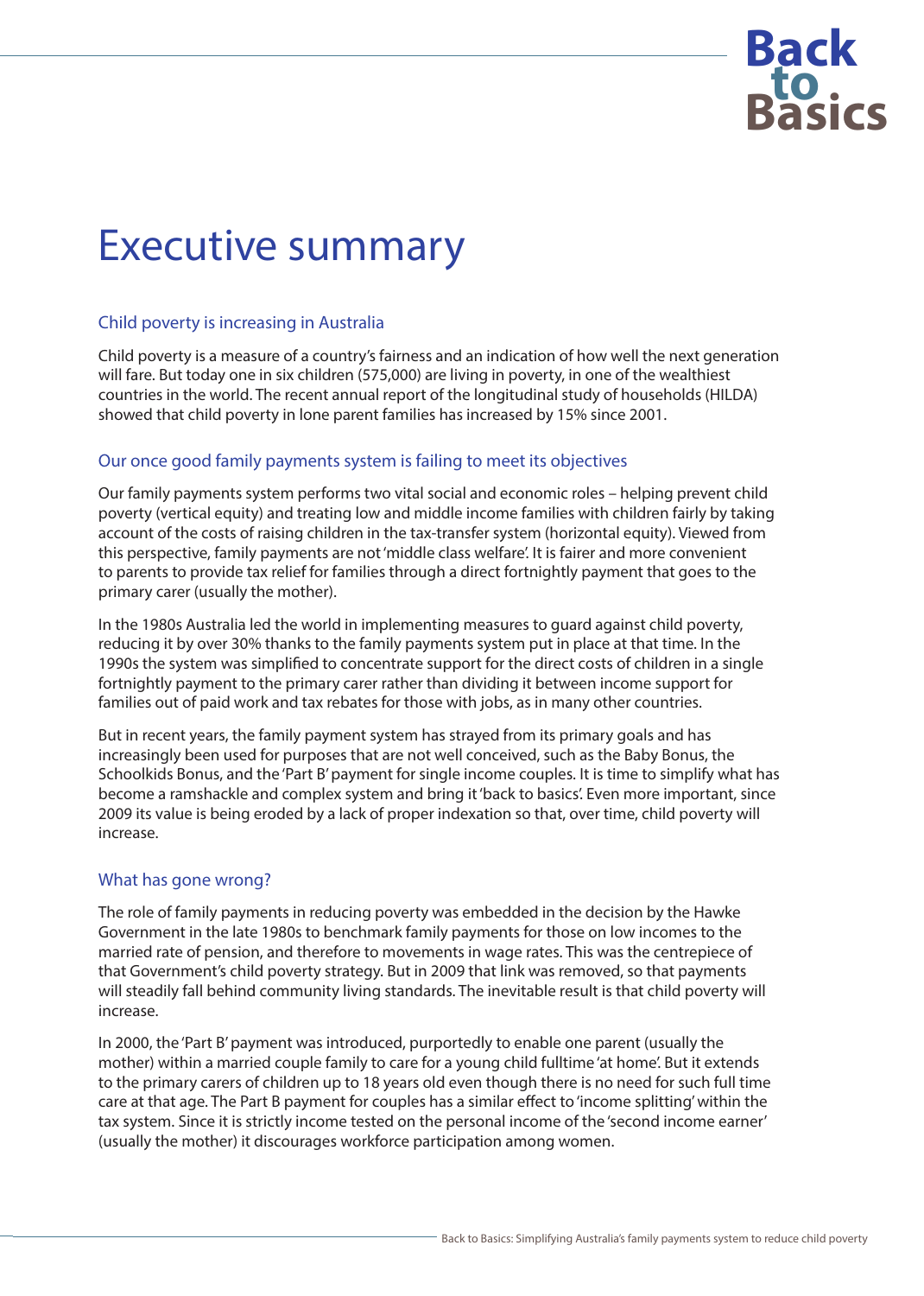# Executive summary

## Child poverty is increasing in Australia

Child poverty is a measure of a country's fairness and an indication of how well the next generation will fare. But today one in six children (575,000) are living in poverty, in one of the wealthiest countries in the world. The recent annual report of the longitudinal study of households (HILDA) showed that child poverty in lone parent families has increased by 15% since 2001.

## Our once good family payments system is failing to meet its objectives

Our family payments system performs two vital social and economic roles – helping prevent child poverty (vertical equity) and treating low and middle income families with children fairly by taking account of the costs of raising children in the tax-transfer system (horizontal equity). Viewed from this perspective, family payments are not 'middle class welfare'. It is fairer and more convenient to parents to provide tax relief for families through a direct fortnightly payment that goes to the primary carer (usually the mother).

In the 1980s Australia led the world in implementing measures to guard against child poverty, reducing it by over 30% thanks to the family payments system put in place at that time. In the 1990s the system was simplified to concentrate support for the direct costs of children in a single fortnightly payment to the primary carer rather than dividing it between income support for families out of paid work and tax rebates for those with jobs, as in many other countries.

But in recent years, the family payment system has strayed from its primary goals and has increasingly been used for purposes that are not well conceived, such as the Baby Bonus, the Schoolkids Bonus, and the 'Part B' payment for single income couples. It is time to simplify what has become a ramshackle and complex system and bring it 'back to basics'. Even more important, since 2009 its value is being eroded by a lack of proper indexation so that, over time, child poverty will increase.

## What has gone wrong?

The role of family payments in reducing poverty was embedded in the decision by the Hawke Government in the late 1980s to benchmark family payments for those on low incomes to the married rate of pension, and therefore to movements in wage rates. This was the centrepiece of that Government's child poverty strategy. But in 2009 that link was removed, so that payments will steadily fall behind community living standards. The inevitable result is that child poverty will increase.

In 2000, the 'Part B' payment was introduced, purportedly to enable one parent (usually the mother) within a married couple family to care for a young child fulltime 'at home'. But it extends to the primary carers of children up to 18 years old even though there is no need for such full time care at that age. The Part B payment for couples has a similar effect to 'income splitting' within the tax system. Since it is strictly income tested on the personal income of the 'second income earner' (usually the mother) it discourages workforce participation among women.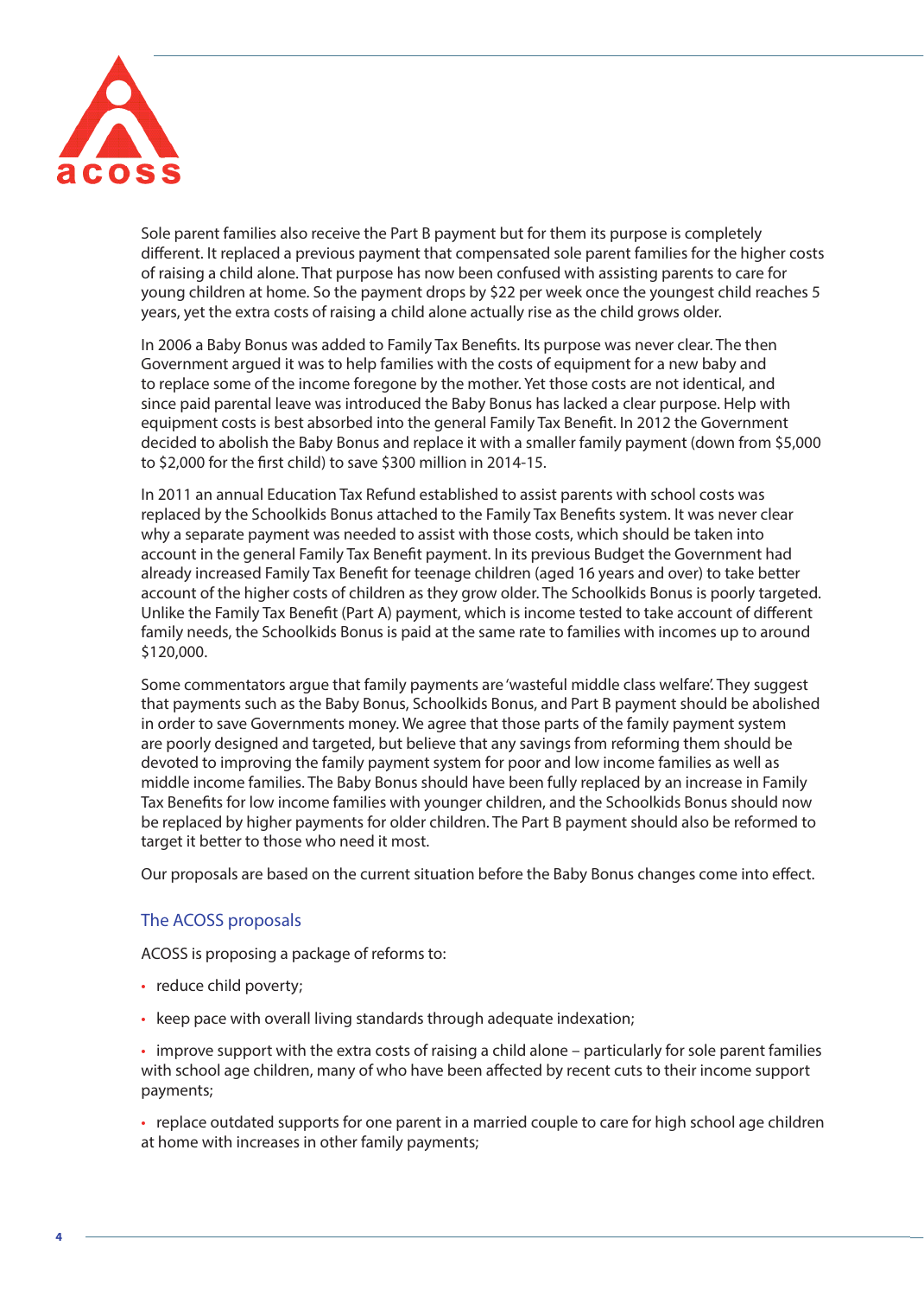Sole parent families also receive the Part B payment but for them its purpose is completely different. It replaced a previous payment that compensated sole parent families for the higher costs of raising a child alone. That purpose has now been confused with assisting parents to care for young children at home. So the payment drops by $22 per week once the youngest child reaches 5 years, yet the extra costs of raising a child alone actually rise as the child grows older.

In 2006 a Baby Bonus was added to Family Tax Benefits. Its purpose was never clear. The then Government argued it was to help families with the costs of equipment for a new baby and to replace some of the income foregone by the mother. Yet those costs are not identical, and since paid parental leave was introduced the Baby Bonus has lacked a clear purpose. Help with equipment costs is best absorbed into the general Family Tax Benefit. In 2012 the Government decided to abolish the Baby Bonus and replace it with a smaller family payment (down from $5,000 to $2,000 for the first child) to save $300 million in 2014-15.

In 2011 an annual Education Tax Refund established to assist parents with school costs was replaced by the Schoolkids Bonus attached to the Family Tax Benefits system. It was never clear why a separate payment was needed to assist with those costs, which should be taken into account in the general Family Tax Benefit payment. In its previous Budget the Government had already increased Family Tax Benefit for teenage children (aged 16 years and over) to take better account of the higher costs of children as they grow older. The Schoolkids Bonus is poorly targeted. Unlike the Family Tax Benefit (Part A) payment, which is income tested to take account of different family needs, the Schoolkids Bonus is paid at the same rate to families with incomes up to around $120,000.

Some commentators argue that family payments are 'wasteful middle class welfare'. They suggest that payments such as the Baby Bonus, Schoolkids Bonus, and Part B payment should be abolished in order to save Governments money. We agree that those parts of the family payment system are poorly designed and targeted, but believe that any savings from reforming them should be devoted to improving the family payment system for poor and low income families as well as middle income families. The Baby Bonus should have been fully replaced by an increase in Family Tax Benefits for low income families with younger children, and the Schoolkids Bonus should now be replaced by higher payments for older children. The Part B payment should also be reformed to target it better to those who need it most.

Our proposals are based on the current situation before the Baby Bonus changes come into effect.

## The ACOSS proposals

ACOSS is proposing a package of reforms to:

- reduce child poverty;
- keep pace with overall living standards through adequate indexation;
- improve support with the extra costs of raising a child alone – particularly for sole parent families with school age children, many of who have been affected by recent cuts to their income support payments;
- replace outdated supports for one parent in a married couple to care for high school age children at home with increases in other family payments;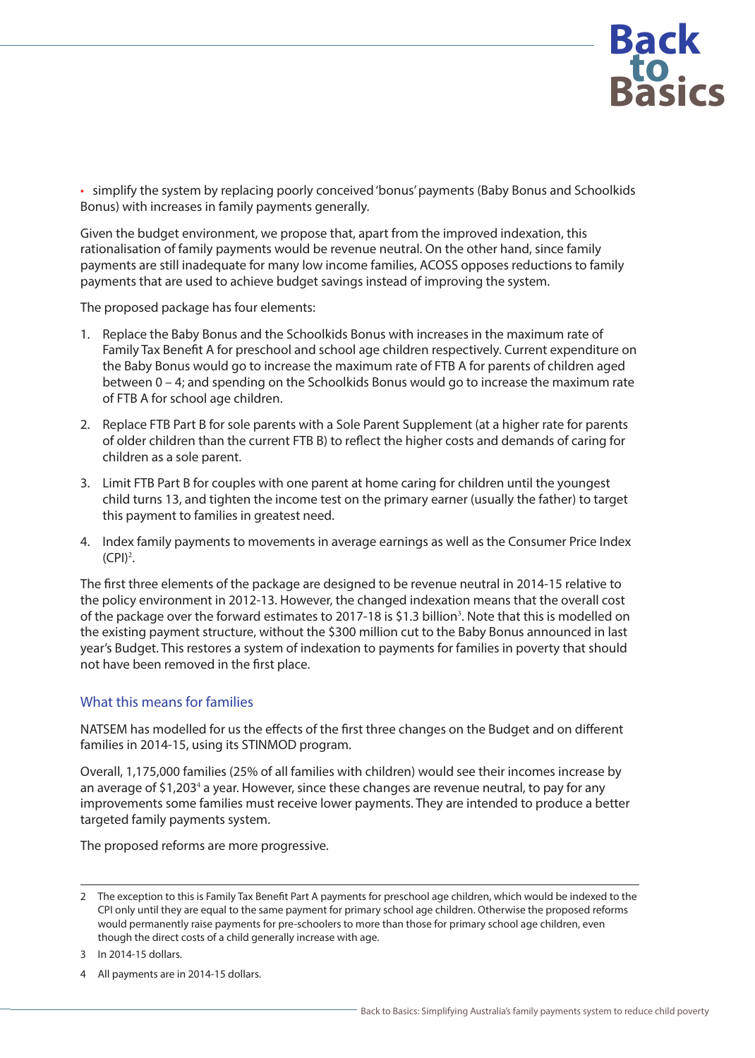- simplify the system by replacing poorly conceived 'bonus' payments (Baby Bonus and Schoolkids Bonus) with increases in family payments generally.

Given the budget environment, we propose that, apart from the improved indexation, this rationalisation of family payments would be revenue neutral. On the other hand, since family payments are still inadequate for many low income families, ACOSS opposes reductions to family payments that are used to achieve budget savings instead of improving the system.

The proposed package has four elements:

1. Replace the Baby Bonus and the Schoolkids Bonus with increases in the maximum rate of Family Tax Benefit A for preschool and school age children respectively. Current expenditure on the Baby Bonus would go to increase the maximum rate of FTB A for parents of children aged between 0 – 4; and spending on the Schoolkids Bonus would go to increase the maximum rate of FTB A for school age children.
2. Replace FTB Part B for sole parents with a Sole Parent Supplement (at a higher rate for parents of older children than the current FTB B) to reflect the higher costs and demands of caring for children as a sole parent.
3. Limit FTB Part B for couples with one parent at home caring for children until the youngest child turns 13, and tighten the income test on the primary earner (usually the father) to target this payment to families in greatest need.
4. Index family payments to movements in average earnings as well as the Consumer Price Index (CPI)[2].

The first three elements of the package are designed to be revenue neutral in 2014-15 relative to the policy environment in 2012-13. However, the changed indexation means that the overall cost of the package over the forward estimates to 2017-18 is $1.3 billion[3]. Note that this is modelled on the existing payment structure, without the $300 million cut to the Baby Bonus announced in last year's Budget. This restores a system of indexation to payments for families in poverty that should not have been removed in the first place.

## What this means for families

NATSEM has modelled for us the effects of the first three changes on the Budget and on different families in 2014-15, using its STINMOD program.

Overall, 1,175,000 families (25% of all families with children) would see their incomes increase by an average of $1,203[4] a year. However, since these changes are revenue neutral, to pay for any improvements some families must receive lower payments. They are intended to produce a better targeted family payments system.

The proposed reforms are more progressive.

---

2 The exception to this is Family Tax Benefit Part A payments for preschool age children, which would be indexed to the CPI only until they are equal to the same payment for primary school age children. Otherwise the proposed reforms would permanently raise payments for pre-schoolers to more than those for primary school age children, even though the direct costs of a child generally increase with age.

3 In 2014-15 dollars.

4 All payments are in 2014-15 dollars.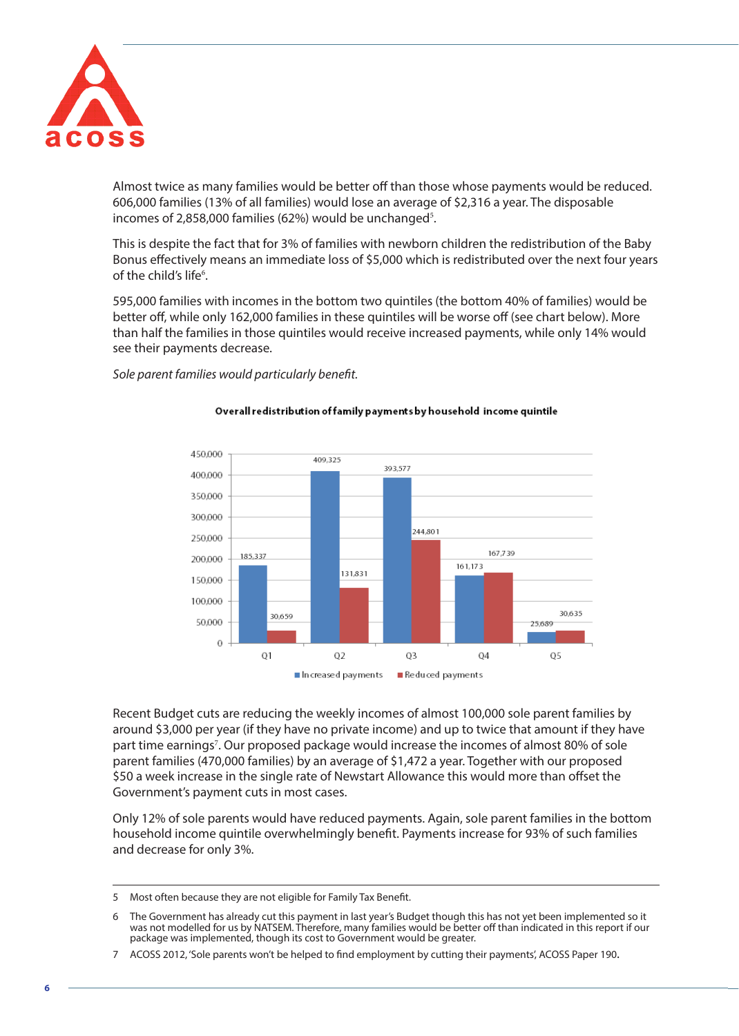Almost twice as many families would be better off than those whose payments would be reduced. 606,000 families (13% of all families) would lose an average of $2,316 a year. The disposable incomes of 2,858,000 families (62%) would be unchanged[5].

This is despite the fact that for 3% of families with newborn children the redistribution of the Baby Bonus effectively means an immediate loss of $5,000 which is redistributed over the next four years of the child's life[6].

595,000 families with incomes in the bottom two quintiles (the bottom 40% of families) would be better off, while only 162,000 families in these quintiles will be worse off (see chart below). More than half the families in those quintiles would receive increased payments, while only 14% would see their payments decrease.

*Sole parent families would particularly benefit.*

**Overall redistribution of family payments by household income quintile**

| Quintile | Increased payments | Reduced payments |
|---|---|---|
| Q1 | 185,337 | 30,659 |
| Q2 | 409,325 | 131,831 |
| Q3 | 393,577 | 244,801 |
| Q4 | 161,173 | 167,739 |
| Q5 | 25,689 | 30,635 |

Recent Budget cuts are reducing the weekly incomes of almost 100,000 sole parent families by around $3,000 per year (if they have no private income) and up to twice that amount if they have part time earnings[7]. Our proposed package would increase the incomes of almost 80% of sole parent families (470,000 families) by an average of $1,472 a year. Together with our proposed $50 a week increase in the single rate of Newstart Allowance this would more than offset the Government's payment cuts in most cases.

Only 12% of sole parents would have reduced payments. Again, sole parent families in the bottom household income quintile overwhelmingly benefit. Payments increase for 93% of such families and decrease for only 3%.

---

5 Most often because they are not eligible for Family Tax Benefit.

6 The Government has already cut this payment in last year's Budget though this has not yet been implemented so it was not modelled for us by NATSEM. Therefore, many families would be better off than indicated in this report if our package was implemented, though its cost to Government would be greater.

7 ACOSS 2012, 'Sole parents won't be helped to find employment by cutting their payments', ACOSS Paper 190.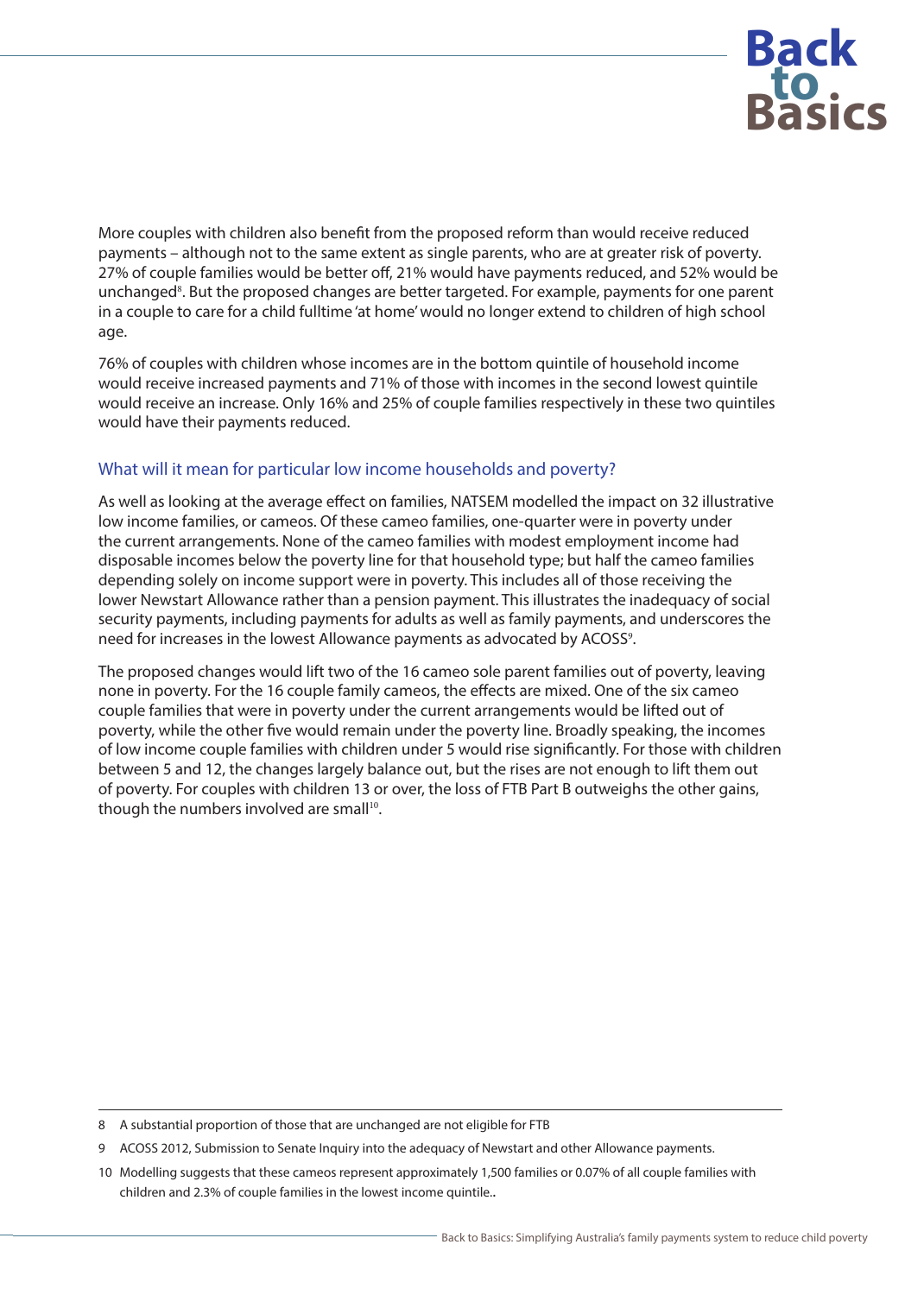More couples with children also benefit from the proposed reform than would receive reduced payments – although not to the same extent as single parents, who are at greater risk of poverty. 27% of couple families would be better off, 21% would have payments reduced, and 52% would be unchanged[8]. But the proposed changes are better targeted. For example, payments for one parent in a couple to care for a child fulltime 'at home' would no longer extend to children of high school age.

76% of couples with children whose incomes are in the bottom quintile of household income would receive increased payments and 71% of those with incomes in the second lowest quintile would receive an increase. Only 16% and 25% of couple families respectively in these two quintiles would have their payments reduced.

### What will it mean for particular low income households and poverty?

As well as looking at the average effect on families, NATSEM modelled the impact on 32 illustrative low income families, or cameos. Of these cameo families, one-quarter were in poverty under the current arrangements. None of the cameo families with modest employment income had disposable incomes below the poverty line for that household type; but half the cameo families depending solely on income support were in poverty. This includes all of those receiving the lower Newstart Allowance rather than a pension payment. This illustrates the inadequacy of social security payments, including payments for adults as well as family payments, and underscores the need for increases in the lowest Allowance payments as advocated by ACOSS[9].

The proposed changes would lift two of the 16 cameo sole parent families out of poverty, leaving none in poverty. For the 16 couple family cameos, the effects are mixed. One of the six cameo couple families that were in poverty under the current arrangements would be lifted out of poverty, while the other five would remain under the poverty line. Broadly speaking, the incomes of low income couple families with children under 5 would rise significantly. For those with children between 5 and 12, the changes largely balance out, but the rises are not enough to lift them out of poverty. For couples with children 13 or over, the loss of FTB Part B outweighs the other gains, though the numbers involved are small[10].

---

8 A substantial proportion of those that are unchanged are not eligible for FTB

9 ACOSS 2012, Submission to Senate Inquiry into the adequacy of Newstart and other Allowance payments.

10 Modelling suggests that these cameos represent approximately 1,500 families or 0.07% of all couple families with children and 2.3% of couple families in the lowest income quintile..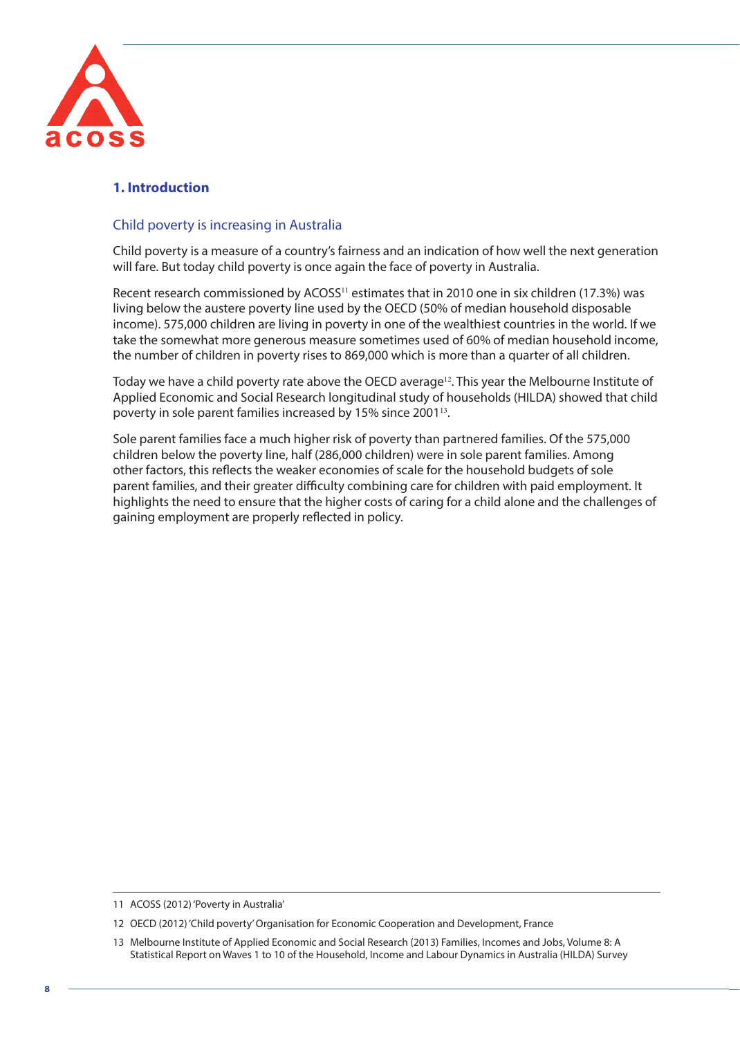## 1. Introduction

### Child poverty is increasing in Australia

Child poverty is a measure of a country's fairness and an indication of how well the next generation will fare. But today child poverty is once again the face of poverty in Australia.

Recent research commissioned by ACOSS[11] estimates that in 2010 one in six children (17.3%) was living below the austere poverty line used by the OECD (50% of median household disposable income). 575,000 children are living in poverty in one of the wealthiest countries in the world. If we take the somewhat more generous measure sometimes used of 60% of median household income, the number of children in poverty rises to 869,000 which is more than a quarter of all children.

Today we have a child poverty rate above the OECD average[12]. This year the Melbourne Institute of Applied Economic and Social Research longitudinal study of households (HILDA) showed that child poverty in sole parent families increased by 15% since 2001[13].

Sole parent families face a much higher risk of poverty than partnered families. Of the 575,000 children below the poverty line, half (286,000 children) were in sole parent families. Among other factors, this reflects the weaker economies of scale for the household budgets of sole parent families, and their greater difficulty combining care for children with paid employment. It highlights the need to ensure that the higher costs of caring for a child alone and the challenges of gaining employment are properly reflected in policy.

---

11 ACOSS (2012) 'Poverty in Australia'

12 OECD (2012) 'Child poverty' Organisation for Economic Cooperation and Development, France

13 Melbourne Institute of Applied Economic and Social Research (2013) Families, Incomes and Jobs, Volume 8: A Statistical Report on Waves 1 to 10 of the Household, Income and Labour Dynamics in Australia (HILDA) Survey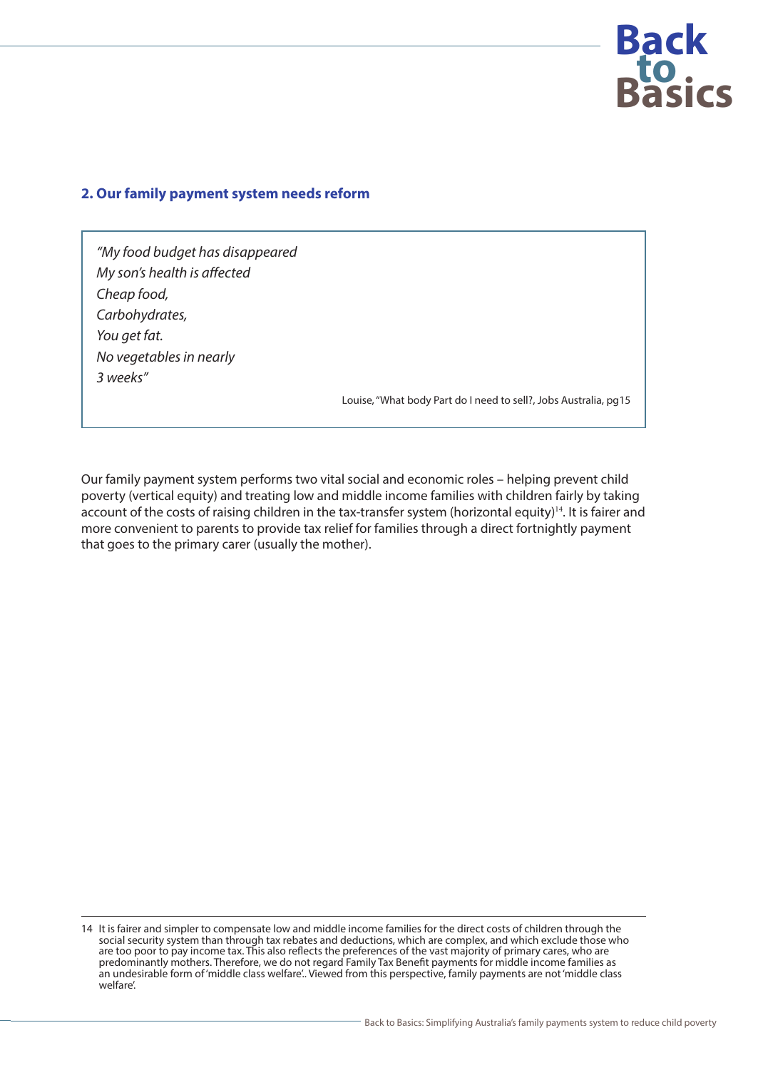## 2. Our family payment system needs reform

> *"My food budget has disappeared*
> *My son's health is affected*
> *Cheap food,*
> *Carbohydrates,*
> *You get fat.*
> *No vegetables in nearly*
> *3 weeks"*
>
> Louise, "What body Part do I need to sell?, Jobs Australia, pg15

Our family payment system performs two vital social and economic roles – helping prevent child poverty (vertical equity) and treating low and middle income families with children fairly by taking account of the costs of raising children in the tax-transfer system (horizontal equity)[14]. It is fairer and more convenient to parents to provide tax relief for families through a direct fortnightly payment that goes to the primary carer (usually the mother).

---

14 It is fairer and simpler to compensate low and middle income families for the direct costs of children through the social security system than through tax rebates and deductions, which are complex, and which exclude those who are too poor to pay income tax. This also reflects the preferences of the vast majority of primary cares, who are predominantly mothers. Therefore, we do not regard Family Tax Benefit payments for middle income families as an undesirable form of 'middle class welfare'.. Viewed from this perspective, family payments are not 'middle class welfare'.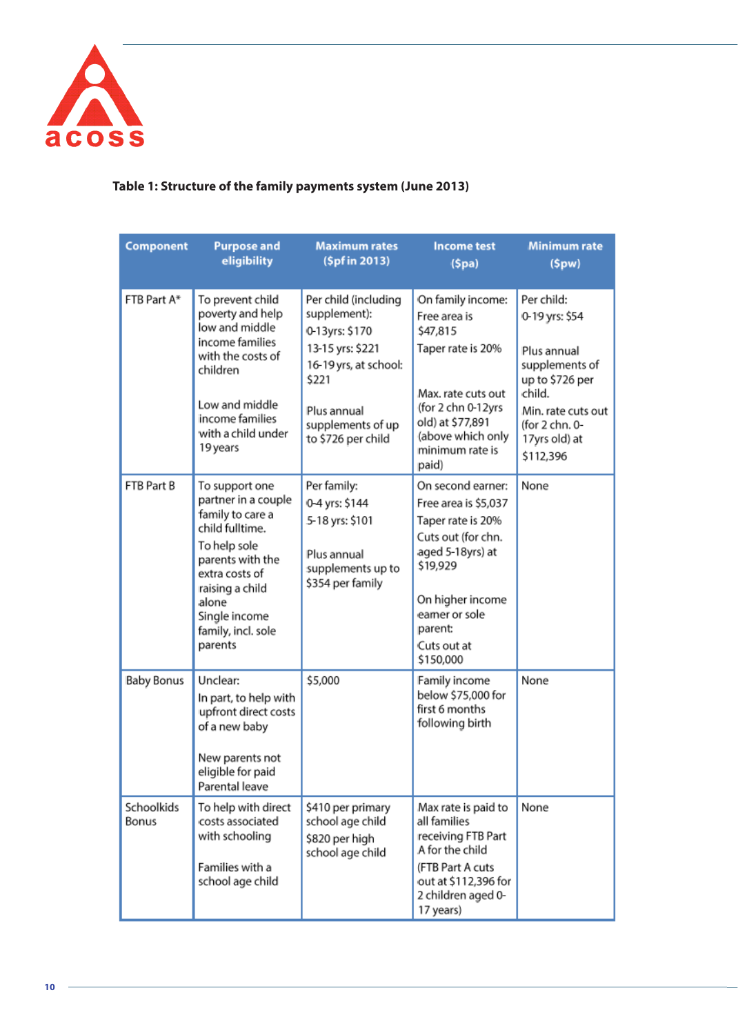**Table 1: Structure of the family payments system (June 2013)**

| Component | Purpose and eligibility | Maximum rates ($pf in 2013) | Income test ($pa) | Minimum rate ($pw) |
| --- | --- | --- | --- | --- |
| FTB Part A* | To prevent child poverty and help low and middle income families with the costs of children<br><br>Low and middle income families with a child under 19 years | Per child (including supplement):<br>0-13yrs: $170<br>13-15 yrs: $221<br>16-19 yrs, at school: $221<br><br>Plus annual supplements of up to $726 per child | On family income:<br>Free area is $47,815<br>Taper rate is 20%<br><br>Max. rate cuts out (for 2 chn 0-12yrs old) at $77,891 (above which only minimum rate is paid) | Per child:<br>0-19 yrs: $54<br><br>Plus annual supplements of up to $726 per child.<br>Min. rate cuts out (for 2 chn. 0-17yrs old) at $112,396 |
| FTB Part B | To support one partner in a couple family to care a child fulltime.<br>To help sole parents with the extra costs of raising a child alone<br>Single income family, incl. sole parents | Per family:<br>0-4 yrs: $144<br>5-18 yrs: $101<br><br>Plus annual supplements up to $354 per family | On second earner:<br>Free area is $5,037<br>Taper rate is 20%<br>Cuts out (for chn. aged 5-18yrs) at $19,929<br><br>On higher income earner or sole parent:<br>Cuts out at $150,000 | None |
| Baby Bonus | Unclear:<br>In part, to help with upfront direct costs of a new baby<br><br>New parents not eligible for paid Parental leave | $5,000 | Family income below $75,000 for first 6 months following birth | None |
| Schoolkids Bonus | To help with direct costs associated with schooling<br><br>Families with a school age child | $410 per primary school age child<br>$820 per high school age child | Max rate is paid to all families receiving FTB Part A for the child<br>(FTB Part A cuts out at $112,396 for 2 children aged 0-17 years) | None |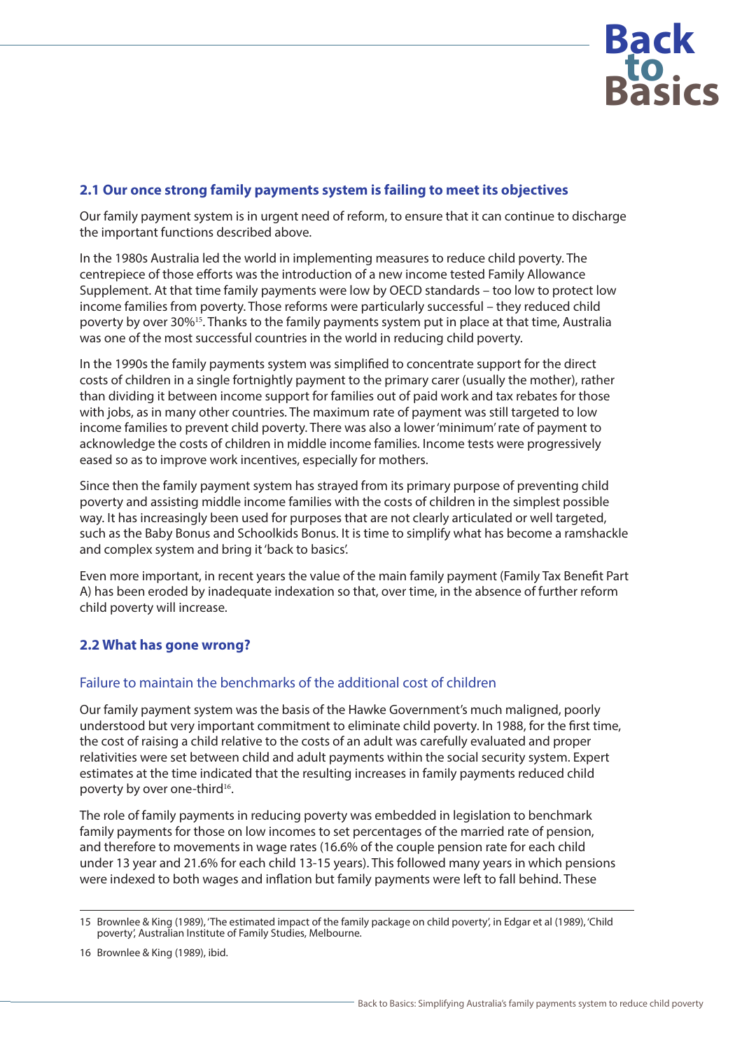## 2.1 Our once strong family payments system is failing to meet its objectives

Our family payment system is in urgent need of reform, to ensure that it can continue to discharge the important functions described above.

In the 1980s Australia led the world in implementing measures to reduce child poverty. The centrepiece of those efforts was the introduction of a new income tested Family Allowance Supplement. At that time family payments were low by OECD standards – too low to protect low income families from poverty. Those reforms were particularly successful – they reduced child poverty by over 30%[15]. Thanks to the family payments system put in place at that time, Australia was one of the most successful countries in the world in reducing child poverty.

In the 1990s the family payments system was simplified to concentrate support for the direct costs of children in a single fortnightly payment to the primary carer (usually the mother), rather than dividing it between income support for families out of paid work and tax rebates for those with jobs, as in many other countries. The maximum rate of payment was still targeted to low income families to prevent child poverty. There was also a lower 'minimum' rate of payment to acknowledge the costs of children in middle income families. Income tests were progressively eased so as to improve work incentives, especially for mothers.

Since then the family payment system has strayed from its primary purpose of preventing child poverty and assisting middle income families with the costs of children in the simplest possible way. It has increasingly been used for purposes that are not clearly articulated or well targeted, such as the Baby Bonus and Schoolkids Bonus. It is time to simplify what has become a ramshackle and complex system and bring it 'back to basics'.

Even more important, in recent years the value of the main family payment (Family Tax Benefit Part A) has been eroded by inadequate indexation so that, over time, in the absence of further reform child poverty will increase.

## 2.2 What has gone wrong?

### Failure to maintain the benchmarks of the additional cost of children

Our family payment system was the basis of the Hawke Government's much maligned, poorly understood but very important commitment to eliminate child poverty. In 1988, for the first time, the cost of raising a child relative to the costs of an adult was carefully evaluated and proper relativities were set between child and adult payments within the social security system. Expert estimates at the time indicated that the resulting increases in family payments reduced child poverty by over one-third[16].

The role of family payments in reducing poverty was embedded in legislation to benchmark family payments for those on low incomes to set percentages of the married rate of pension, and therefore to movements in wage rates (16.6% of the couple pension rate for each child under 13 year and 21.6% for each child 13-15 years). This followed many years in which pensions were indexed to both wages and inflation but family payments were left to fall behind. These

15 Brownlee & King (1989), 'The estimated impact of the family package on child poverty', in Edgar et al (1989), 'Child poverty', Australian Institute of Family Studies, Melbourne.

16 Brownlee & King (1989), ibid.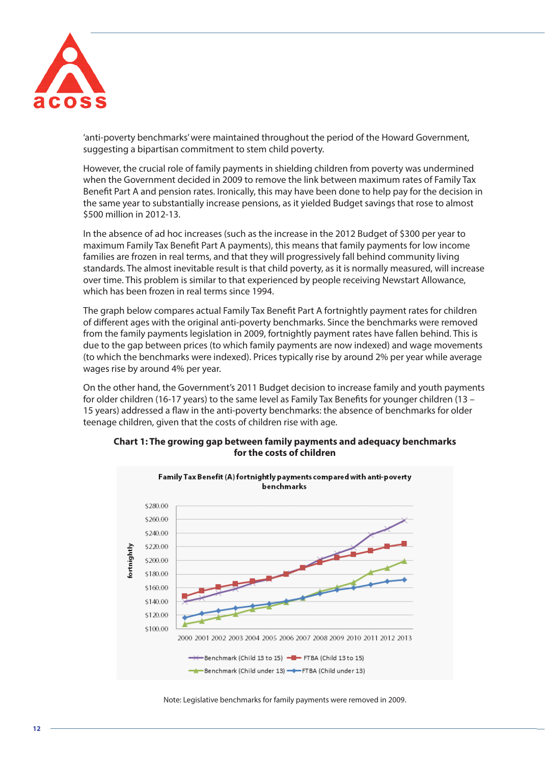'anti-poverty benchmarks' were maintained throughout the period of the Howard Government, suggesting a bipartisan commitment to stem child poverty.

However, the crucial role of family payments in shielding children from poverty was undermined when the Government decided in 2009 to remove the link between maximum rates of Family Tax Benefit Part A and pension rates. Ironically, this may have been done to help pay for the decision in the same year to substantially increase pensions, as it yielded Budget savings that rose to almost $500 million in 2012-13.

In the absence of ad hoc increases (such as the increase in the 2012 Budget of $300 per year to maximum Family Tax Benefit Part A payments), this means that family payments for low income families are frozen in real terms, and that they will progressively fall behind community living standards. The almost inevitable result is that child poverty, as it is normally measured, will increase over time. This problem is similar to that experienced by people receiving Newstart Allowance, which has been frozen in real terms since 1994.

The graph below compares actual Family Tax Benefit Part A fortnightly payment rates for children of different ages with the original anti-poverty benchmarks. Since the benchmarks were removed from the family payments legislation in 2009, fortnightly payment rates have fallen behind. This is due to the gap between prices (to which family payments are now indexed) and wage movements (to which the benchmarks were indexed). Prices typically rise by around 2% per year while average wages rise by around 4% per year.

On the other hand, the Government's 2011 Budget decision to increase family and youth payments for older children (16-17 years) to the same level as Family Tax Benefits for younger children (13 – 15 years) addressed a flaw in the anti-poverty benchmarks: the absence of benchmarks for older teenage children, given that the costs of children rise with age.

**Chart 1: The growing gap between family payments and adequacy benchmarks for the costs of children**

**Family Tax Benefit (A) fortnightly payments compared with anti-poverty benchmarks**

Note: Legislative benchmarks for family payments were removed in 2009.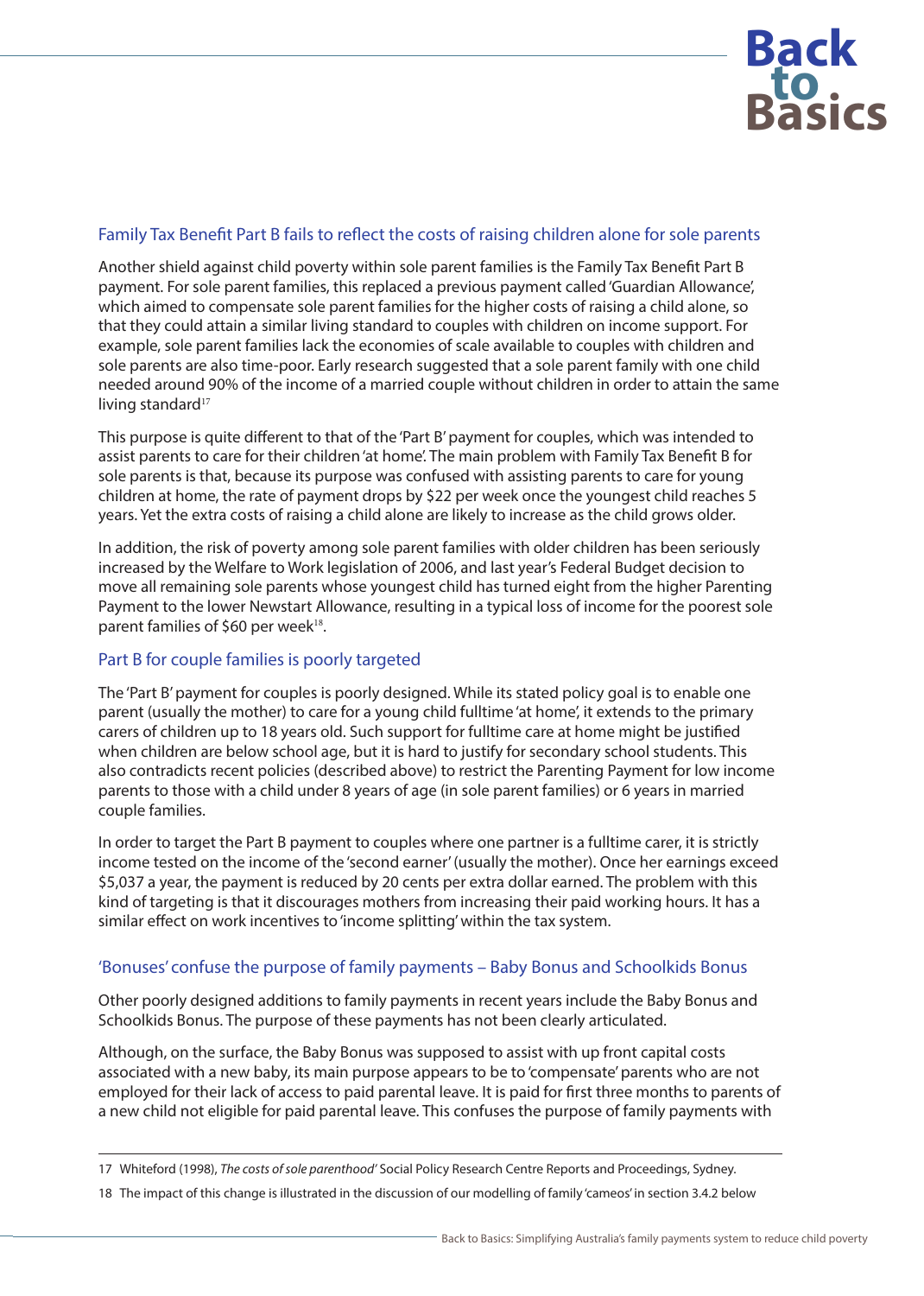### Family Tax Benefit Part B fails to reflect the costs of raising children alone for sole parents

Another shield against child poverty within sole parent families is the Family Tax Benefit Part B payment. For sole parent families, this replaced a previous payment called 'Guardian Allowance', which aimed to compensate sole parent families for the higher costs of raising a child alone, so that they could attain a similar living standard to couples with children on income support. For example, sole parent families lack the economies of scale available to couples with children and sole parents are also time-poor. Early research suggested that a sole parent family with one child needed around 90% of the income of a married couple without children in order to attain the same living standard[17]

This purpose is quite different to that of the 'Part B' payment for couples, which was intended to assist parents to care for their children 'at home'. The main problem with Family Tax Benefit B for sole parents is that, because its purpose was confused with assisting parents to care for young children at home, the rate of payment drops by $22 per week once the youngest child reaches 5 years. Yet the extra costs of raising a child alone are likely to increase as the child grows older.

In addition, the risk of poverty among sole parent families with older children has been seriously increased by the Welfare to Work legislation of 2006, and last year's Federal Budget decision to move all remaining sole parents whose youngest child has turned eight from the higher Parenting Payment to the lower Newstart Allowance, resulting in a typical loss of income for the poorest sole parent families of $60 per week[18].

### Part B for couple families is poorly targeted

The 'Part B' payment for couples is poorly designed. While its stated policy goal is to enable one parent (usually the mother) to care for a young child fulltime 'at home', it extends to the primary carers of children up to 18 years old. Such support for fulltime care at home might be justified when children are below school age, but it is hard to justify for secondary school students. This also contradicts recent policies (described above) to restrict the Parenting Payment for low income parents to those with a child under 8 years of age (in sole parent families) or 6 years in married couple families.

In order to target the Part B payment to couples where one partner is a fulltime carer, it is strictly income tested on the income of the 'second earner' (usually the mother). Once her earnings exceed $5,037 a year, the payment is reduced by 20 cents per extra dollar earned. The problem with this kind of targeting is that it discourages mothers from increasing their paid working hours. It has a similar effect on work incentives to 'income splitting' within the tax system.

### 'Bonuses' confuse the purpose of family payments – Baby Bonus and Schoolkids Bonus

Other poorly designed additions to family payments in recent years include the Baby Bonus and Schoolkids Bonus. The purpose of these payments has not been clearly articulated.

Although, on the surface, the Baby Bonus was supposed to assist with up front capital costs associated with a new baby, its main purpose appears to be to 'compensate' parents who are not employed for their lack of access to paid parental leave. It is paid for first three months to parents of a new child not eligible for paid parental leave. This confuses the purpose of family payments with

---

17 Whiteford (1998), *The costs of sole parenthood'* Social Policy Research Centre Reports and Proceedings, Sydney.

18 The impact of this change is illustrated in the discussion of our modelling of family 'cameos' in section 3.4.2 below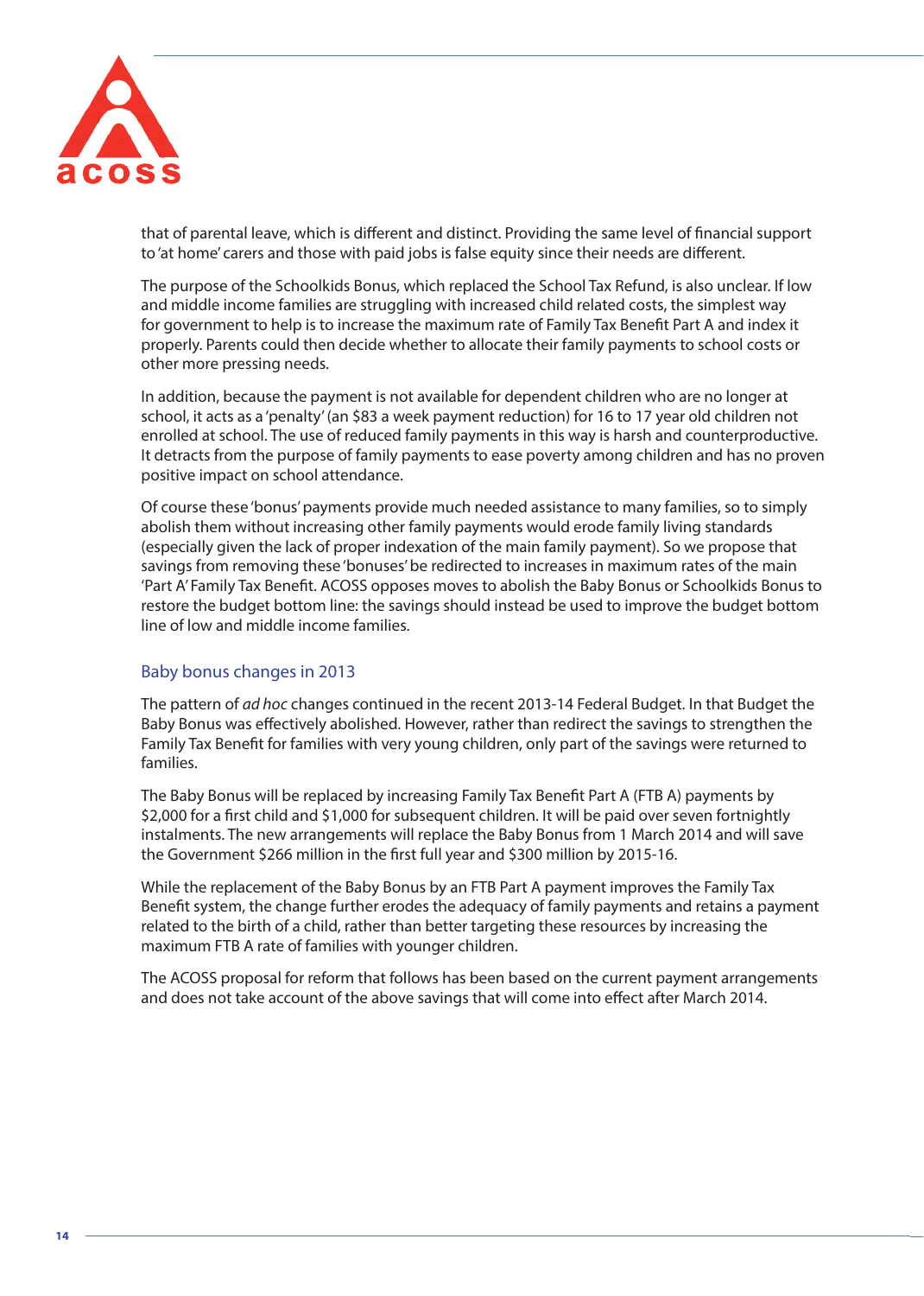that of parental leave, which is different and distinct. Providing the same level of financial support to 'at home' carers and those with paid jobs is false equity since their needs are different.

The purpose of the Schoolkids Bonus, which replaced the School Tax Refund, is also unclear. If low and middle income families are struggling with increased child related costs, the simplest way for government to help is to increase the maximum rate of Family Tax Benefit Part A and index it properly. Parents could then decide whether to allocate their family payments to school costs or other more pressing needs.

In addition, because the payment is not available for dependent children who are no longer at school, it acts as a 'penalty' (an $83 a week payment reduction) for 16 to 17 year old children not enrolled at school. The use of reduced family payments in this way is harsh and counterproductive. It detracts from the purpose of family payments to ease poverty among children and has no proven positive impact on school attendance.

Of course these 'bonus' payments provide much needed assistance to many families, so to simply abolish them without increasing other family payments would erode family living standards (especially given the lack of proper indexation of the main family payment). So we propose that savings from removing these 'bonuses' be redirected to increases in maximum rates of the main 'Part A' Family Tax Benefit. ACOSS opposes moves to abolish the Baby Bonus or Schoolkids Bonus to restore the budget bottom line: the savings should instead be used to improve the budget bottom line of low and middle income families.

## Baby bonus changes in 2013

The pattern of *ad hoc* changes continued in the recent 2013-14 Federal Budget. In that Budget the Baby Bonus was effectively abolished. However, rather than redirect the savings to strengthen the Family Tax Benefit for families with very young children, only part of the savings were returned to families.

The Baby Bonus will be replaced by increasing Family Tax Benefit Part A (FTB A) payments by $2,000 for a first child and $1,000 for subsequent children. It will be paid over seven fortnightly instalments. The new arrangements will replace the Baby Bonus from 1 March 2014 and will save the Government $266 million in the first full year and $300 million by 2015-16.

While the replacement of the Baby Bonus by an FTB Part A payment improves the Family Tax Benefit system, the change further erodes the adequacy of family payments and retains a payment related to the birth of a child, rather than better targeting these resources by increasing the maximum FTB A rate of families with younger children.

The ACOSS proposal for reform that follows has been based on the current payment arrangements and does not take account of the above savings that will come into effect after March 2014.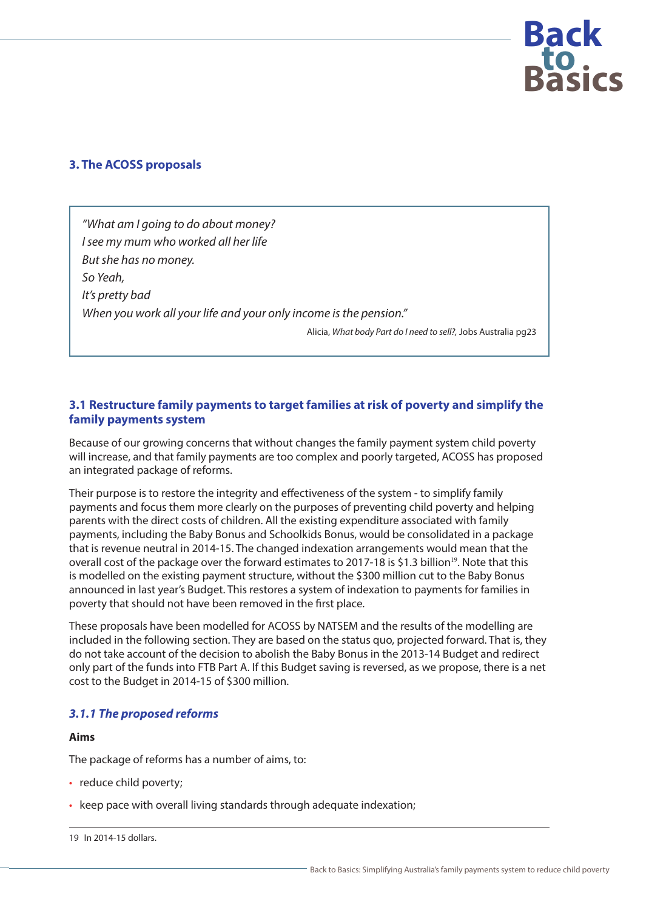## 3. The ACOSS proposals

> *"What am I going to do about money?*
> *I see my mum who worked all her life*
> *But she has no money.*
> *So Yeah,*
> *It's pretty bad*
> *When you work all your life and your only income is the pension."*
>
> Alicia, *What body Part do I need to sell?,* Jobs Australia pg23

### 3.1 Restructure family payments to target families at risk of poverty and simplify the family payments system

Because of our growing concerns that without changes the family payment system child poverty will increase, and that family payments are too complex and poorly targeted, ACOSS has proposed an integrated package of reforms.

Their purpose is to restore the integrity and effectiveness of the system - to simplify family payments and focus them more clearly on the purposes of preventing child poverty and helping parents with the direct costs of children. All the existing expenditure associated with family payments, including the Baby Bonus and Schoolkids Bonus, would be consolidated in a package that is revenue neutral in 2014-15. The changed indexation arrangements would mean that the overall cost of the package over the forward estimates to 2017-18 is $1.3 billion[19]. Note that this is modelled on the existing payment structure, without the $300 million cut to the Baby Bonus announced in last year's Budget. This restores a system of indexation to payments for families in poverty that should not have been removed in the first place.

These proposals have been modelled for ACOSS by NATSEM and the results of the modelling are included in the following section. They are based on the status quo, projected forward. That is, they do not take account of the decision to abolish the Baby Bonus in the 2013-14 Budget and redirect only part of the funds into FTB Part A. If this Budget saving is reversed, as we propose, there is a net cost to the Budget in 2014-15 of $300 million.

#### *3.1.1 The proposed reforms*

**Aims**

The package of reforms has a number of aims, to:

- reduce child poverty;
- keep pace with overall living standards through adequate indexation;

19 In 2014-15 dollars.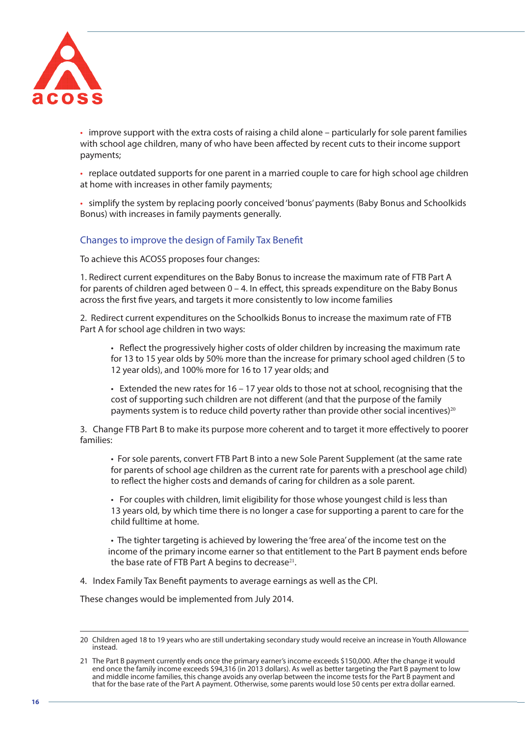- improve support with the extra costs of raising a child alone – particularly for sole parent families with school age children, many of who have been affected by recent cuts to their income support payments;
- replace outdated supports for one parent in a married couple to care for high school age children at home with increases in other family payments;
- simplify the system by replacing poorly conceived 'bonus' payments (Baby Bonus and Schoolkids Bonus) with increases in family payments generally.

## Changes to improve the design of Family Tax Benefit

To achieve this ACOSS proposes four changes:

1. Redirect current expenditures on the Baby Bonus to increase the maximum rate of FTB Part A for parents of children aged between 0 – 4. In effect, this spreads expenditure on the Baby Bonus across the first five years, and targets it more consistently to low income families

2. Redirect current expenditures on the Schoolkids Bonus to increase the maximum rate of FTB Part A for school age children in two ways:

    - Reflect the progressively higher costs of older children by increasing the maximum rate for 13 to 15 year olds by 50% more than the increase for primary school aged children (5 to 12 year olds), and 100% more for 16 to 17 year olds; and
    - Extended the new rates for 16 – 17 year olds to those not at school, recognising that the cost of supporting such children are not different (and that the purpose of the family payments system is to reduce child poverty rather than provide other social incentives)[20]

3. Change FTB Part B to make its purpose more coherent and to target it more effectively to poorer families:

    - For sole parents, convert FTB Part B into a new Sole Parent Supplement (at the same rate for parents of school age children as the current rate for parents with a preschool age child) to reflect the higher costs and demands of caring for children as a sole parent.
    - For couples with children, limit eligibility for those whose youngest child is less than 13 years old, by which time there is no longer a case for supporting a parent to care for the child fulltime at home.
    - The tighter targeting is achieved by lowering the 'free area' of the income test on the income of the primary income earner so that entitlement to the Part B payment ends before the base rate of FTB Part A begins to decrease[21].

4. Index Family Tax Benefit payments to average earnings as well as the CPI.

These changes would be implemented from July 2014.

---

20 Children aged 18 to 19 years who are still undertaking secondary study would receive an increase in Youth Allowance instead.

21 The Part B payment currently ends once the primary earner's income exceeds $150,000. After the change it would end once the family income exceeds $94,316 (in 2013 dollars). As well as better targeting the Part B payment to low and middle income families, this change avoids any overlap between the income tests for the Part B payment and that for the base rate of the Part A payment. Otherwise, some parents would lose 50 cents per extra dollar earned.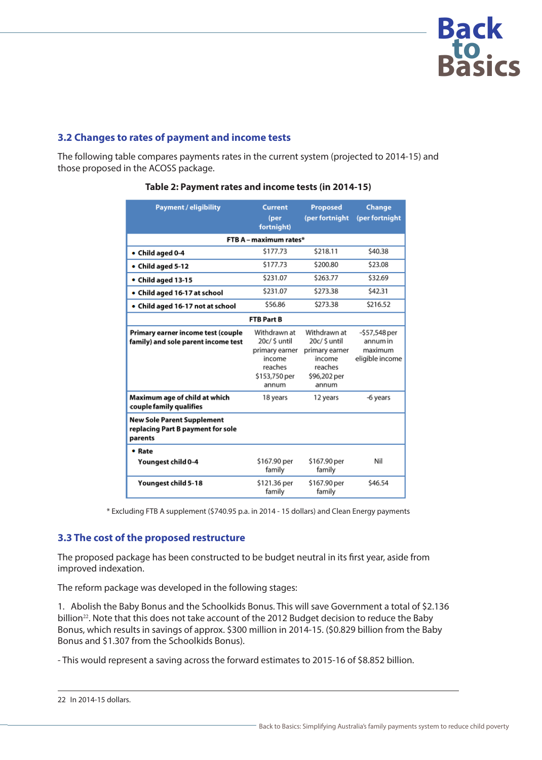## 3.2 Changes to rates of payment and income tests

The following table compares payments rates in the current system (projected to 2014-15) and those proposed in the ACOSS package.

**Table 2: Payment rates and income tests (in 2014-15)**

| Payment / eligibility | Current (per fortnight) | Proposed (per fortnight | Change (per fortnight |
|---|---|---|---|
| **FTB A – maximum rates*** | | | |
| • **Child aged 0-4** | $177.73 | $218.11 | $40.38 |
| • **Child aged 5-12** | $177.73 | $200.80 | $23.08 |
| • **Child aged 13-15** | $231.07 | $263.77 | $32.69 |
| • **Child aged 16-17 at school** | $231.07 | $273.38 | $42.31 |
| • **Child aged 16-17 not at school** | $56.86 | $273.38 | $216.52 |
| **FTB Part B** | | | |
| **Primary earner income test (couple family) and sole parent income test** | Withdrawn at 20c/ $ until primary earner income reaches $153,750 per annum | Withdrawn at 20c/ $ until primary earner income reaches $96,202 per annum | -$57,548 per annum in maximum eligible income |
| **Maximum age of child at which couple family qualifies** | 18 years | 12 years | -6 years |
| **New Sole Parent Supplement replacing Part B payment for sole parents** | | | |
| • **Rate**<br>**Youngest child 0-4** | $167.90 per family | $167.90 per family | Nil |
| **Youngest child 5-18** | $121.36 per family | $167.90 per family | $46.54 |

\* Excluding FTB A supplement ($740.95 p.a. in 2014 - 15 dollars) and Clean Energy payments

## 3.3 The cost of the proposed restructure

The proposed package has been constructed to be budget neutral in its first year, aside from improved indexation.

The reform package was developed in the following stages:

1. Abolish the Baby Bonus and the Schoolkids Bonus. This will save Government a total of $2.136 billion[22]. Note that this does not take account of the 2012 Budget decision to reduce the Baby Bonus, which results in savings of approx. $300 million in 2014-15. ($0.829 billion from the Baby Bonus and $1.307 from the Schoolkids Bonus).

- This would represent a saving across the forward estimates to 2015-16 of $8.852 billion.

22 In 2014-15 dollars.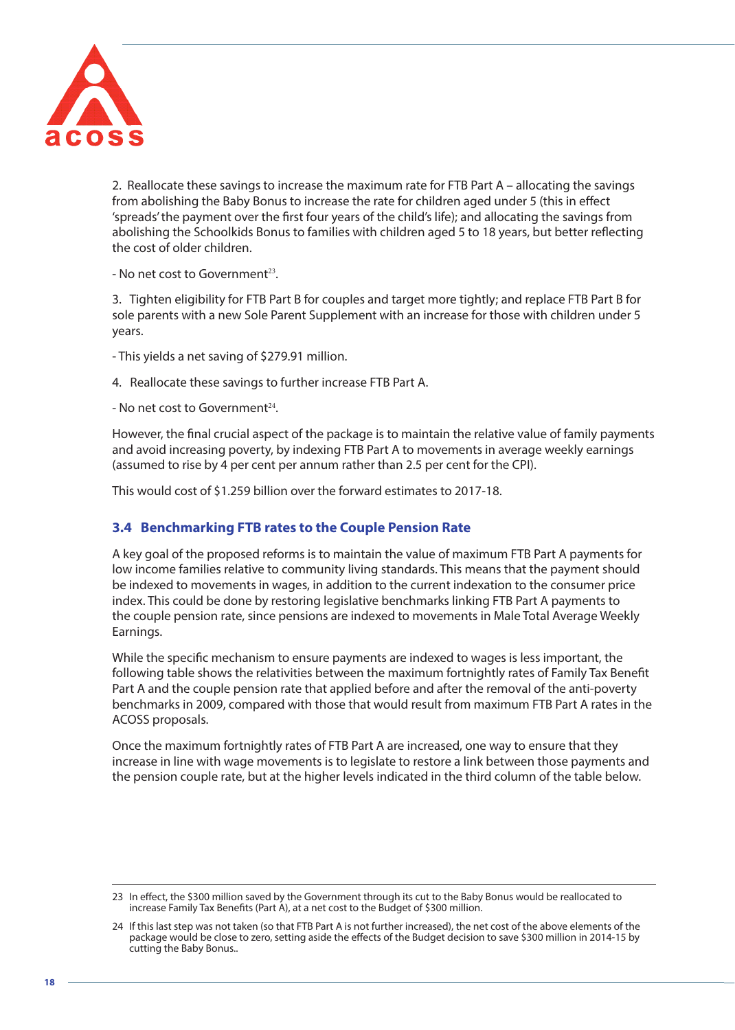2. Reallocate these savings to increase the maximum rate for FTB Part A – allocating the savings from abolishing the Baby Bonus to increase the rate for children aged under 5 (this in effect 'spreads' the payment over the first four years of the child's life); and allocating the savings from abolishing the Schoolkids Bonus to families with children aged 5 to 18 years, but better reflecting the cost of older children.

- No net cost to Government[23].

3. Tighten eligibility for FTB Part B for couples and target more tightly; and replace FTB Part B for sole parents with a new Sole Parent Supplement with an increase for those with children under 5 years.

- This yields a net saving of $279.91 million.

4. Reallocate these savings to further increase FTB Part A.

- No net cost to Government[24].

However, the final crucial aspect of the package is to maintain the relative value of family payments and avoid increasing poverty, by indexing FTB Part A to movements in average weekly earnings (assumed to rise by 4 per cent per annum rather than 2.5 per cent for the CPI).

This would cost of $1.259 billion over the forward estimates to 2017-18.

### 3.4 Benchmarking FTB rates to the Couple Pension Rate

A key goal of the proposed reforms is to maintain the value of maximum FTB Part A payments for low income families relative to community living standards. This means that the payment should be indexed to movements in wages, in addition to the current indexation to the consumer price index. This could be done by restoring legislative benchmarks linking FTB Part A payments to the couple pension rate, since pensions are indexed to movements in Male Total Average Weekly Earnings.

While the specific mechanism to ensure payments are indexed to wages is less important, the following table shows the relativities between the maximum fortnightly rates of Family Tax Benefit Part A and the couple pension rate that applied before and after the removal of the anti-poverty benchmarks in 2009, compared with those that would result from maximum FTB Part A rates in the ACOSS proposals.

Once the maximum fortnightly rates of FTB Part A are increased, one way to ensure that they increase in line with wage movements is to legislate to restore a link between those payments and the pension couple rate, but at the higher levels indicated in the third column of the table below.

---

23 In effect, the $300 million saved by the Government through its cut to the Baby Bonus would be reallocated to increase Family Tax Benefits (Part A), at a net cost to the Budget of $300 million.

24 If this last step was not taken (so that FTB Part A is not further increased), the net cost of the above elements of the package would be close to zero, setting aside the effects of the Budget decision to save $300 million in 2014-15 by cutting the Baby Bonus..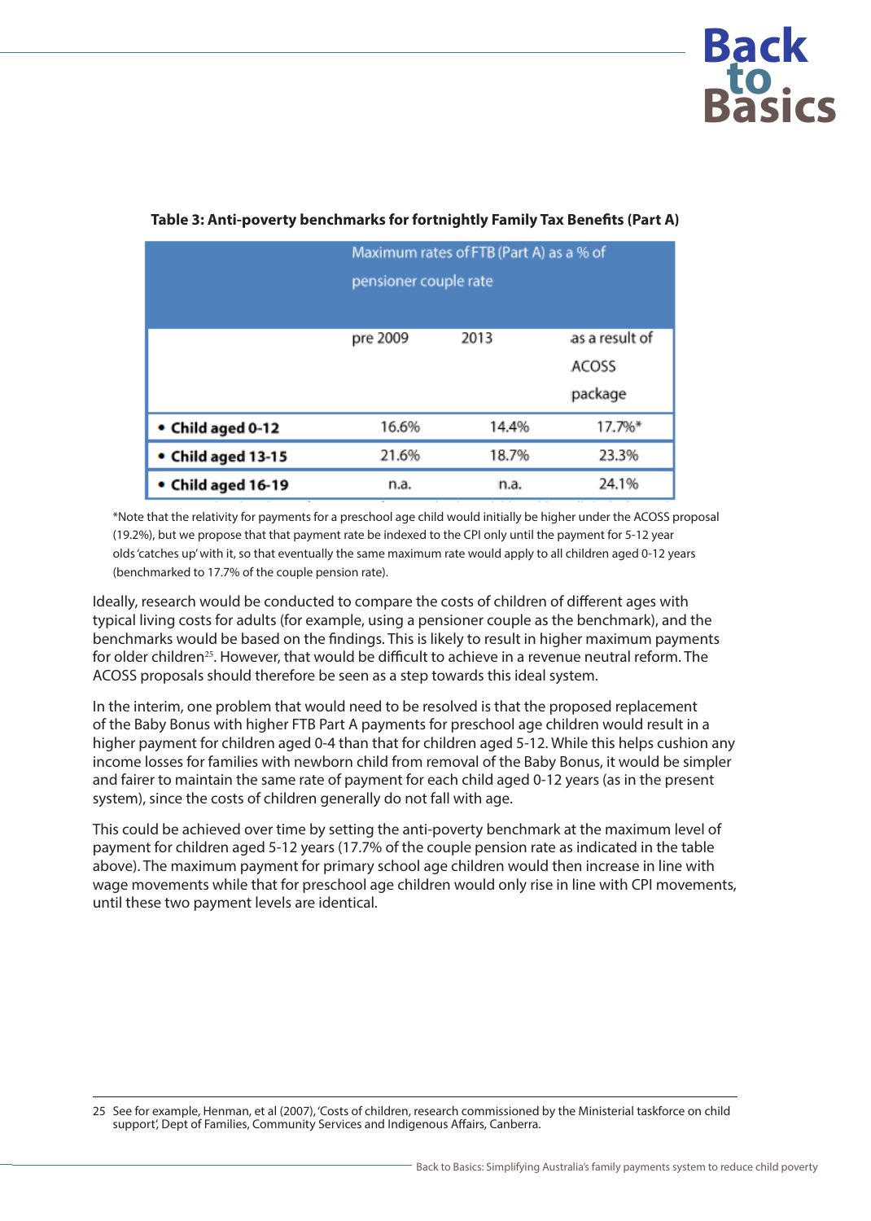**Table 3: Anti-poverty benchmarks for fortnightly Family Tax Benefits (Part A)**

| | Maximum rates of FTB (Part A) as a % of pensioner couple rate | | |
|---|---|---|---|
| | pre 2009 | 2013 | as a result of ACOSS package |
| • **Child aged 0-12** | 16.6% | 14.4% | 17.7%* |
| • **Child aged 13-15** | 21.6% | 18.7% | 23.3% |
| • **Child aged 16-19** | n.a. | n.a. | 24.1% |

*Note that the relativity for payments for a preschool age child would initially be higher under the ACOSS proposal (19.2%), but we propose that that payment rate be indexed to the CPI only until the payment for 5-12 year olds 'catches up' with it, so that eventually the same maximum rate would apply to all children aged 0-12 years (benchmarked to 17.7% of the couple pension rate).

Ideally, research would be conducted to compare the costs of children of different ages with typical living costs for adults (for example, using a pensioner couple as the benchmark), and the benchmarks would be based on the findings. This is likely to result in higher maximum payments for older children[25]. However, that would be difficult to achieve in a revenue neutral reform. The ACOSS proposals should therefore be seen as a step towards this ideal system.

In the interim, one problem that would need to be resolved is that the proposed replacement of the Baby Bonus with higher FTB Part A payments for preschool age children would result in a higher payment for children aged 0-4 than that for children aged 5-12. While this helps cushion any income losses for families with newborn child from removal of the Baby Bonus, it would be simpler and fairer to maintain the same rate of payment for each child aged 0-12 years (as in the present system), since the costs of children generally do not fall with age.

This could be achieved over time by setting the anti-poverty benchmark at the maximum level of payment for children aged 5-12 years (17.7% of the couple pension rate as indicated in the table above). The maximum payment for primary school age children would then increase in line with wage movements while that for preschool age children would only rise in line with CPI movements, until these two payment levels are identical.

---

25 See for example, Henman, et al (2007), 'Costs of children, research commissioned by the Ministerial taskforce on child support', Dept of Families, Community Services and Indigenous Affairs, Canberra.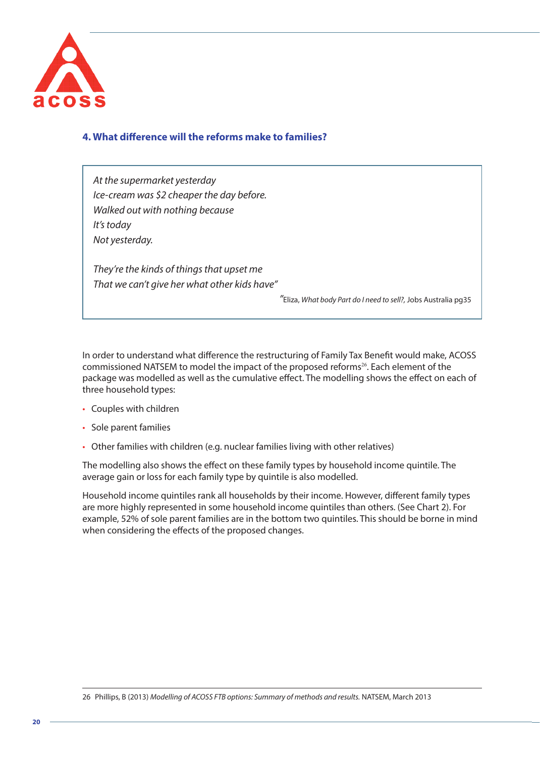## 4. What difference will the reforms make to families?

> *At the supermarket yesterday*
> *Ice-cream was $2 cheaper the day before.*
> *Walked out with nothing because*
> *It's today*
> *Not yesterday.*
>
> *They're the kinds of things that upset me*
> *That we can't give her what other kids have"*
>
> "Eliza, *What body Part do I need to sell?,* Jobs Australia pg35

In order to understand what difference the restructuring of Family Tax Benefit would make, ACOSS commissioned NATSEM to model the impact of the proposed reforms[26]. Each element of the package was modelled as well as the cumulative effect. The modelling shows the effect on each of three household types:

- Couples with children
- Sole parent families
- Other families with children (e.g. nuclear families living with other relatives)

The modelling also shows the effect on these family types by household income quintile. The average gain or loss for each family type by quintile is also modelled.

Household income quintiles rank all households by their income. However, different family types are more highly represented in some household income quintiles than others. (See Chart 2). For example, 52% of sole parent families are in the bottom two quintiles. This should be borne in mind when considering the effects of the proposed changes.

---

26 Phillips, B (2013) *Modelling of ACOSS FTB options: Summary of methods and results.* NATSEM, March 2013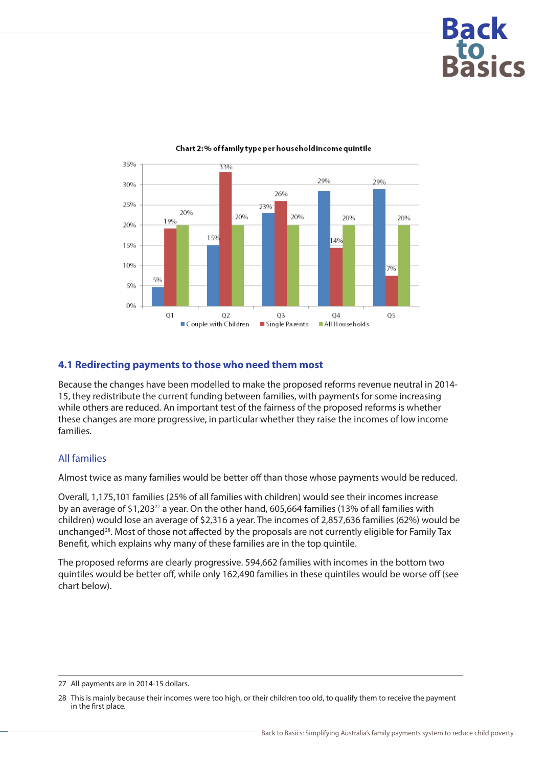Chart 2: % of family type per household income quintile

| | Q1 | Q2 | Q3 | Q4 | Q5 |
|---|---|---|---|---|---|
| Couple with Children | 5% | 15% | 23% | 29% | 29% |
| Single Parents | 19% | 33% | 26% | 14% | 7% |
| All Households | 20% | 20% | 20% | 20% | 20% |

## 4.1 Redirecting payments to those who need them most

Because the changes have been modelled to make the proposed reforms revenue neutral in 2014-15, they redistribute the current funding between families, with payments for some increasing while others are reduced. An important test of the fairness of the proposed reforms is whether these changes are more progressive, in particular whether they raise the incomes of low income families.

### All families

Almost twice as many families would be better off than those whose payments would be reduced.

Overall, 1,175,101 families (25% of all families with children) would see their incomes increase by an average of $1,203[27] a year. On the other hand, 605,664 families (13% of all families with children) would lose an average of $2,316 a year. The incomes of 2,857,636 families (62%) would be unchanged[28]. Most of those not affected by the proposals are not currently eligible for Family Tax Benefit, which explains why many of these families are in the top quintile.

The proposed reforms are clearly progressive. 594,662 families with incomes in the bottom two quintiles would be better off, while only 162,490 families in these quintiles would be worse off (see chart below).

---

27 All payments are in 2014-15 dollars.

28 This is mainly because their incomes were too high, or their children too old, to qualify them to receive the payment in the first place.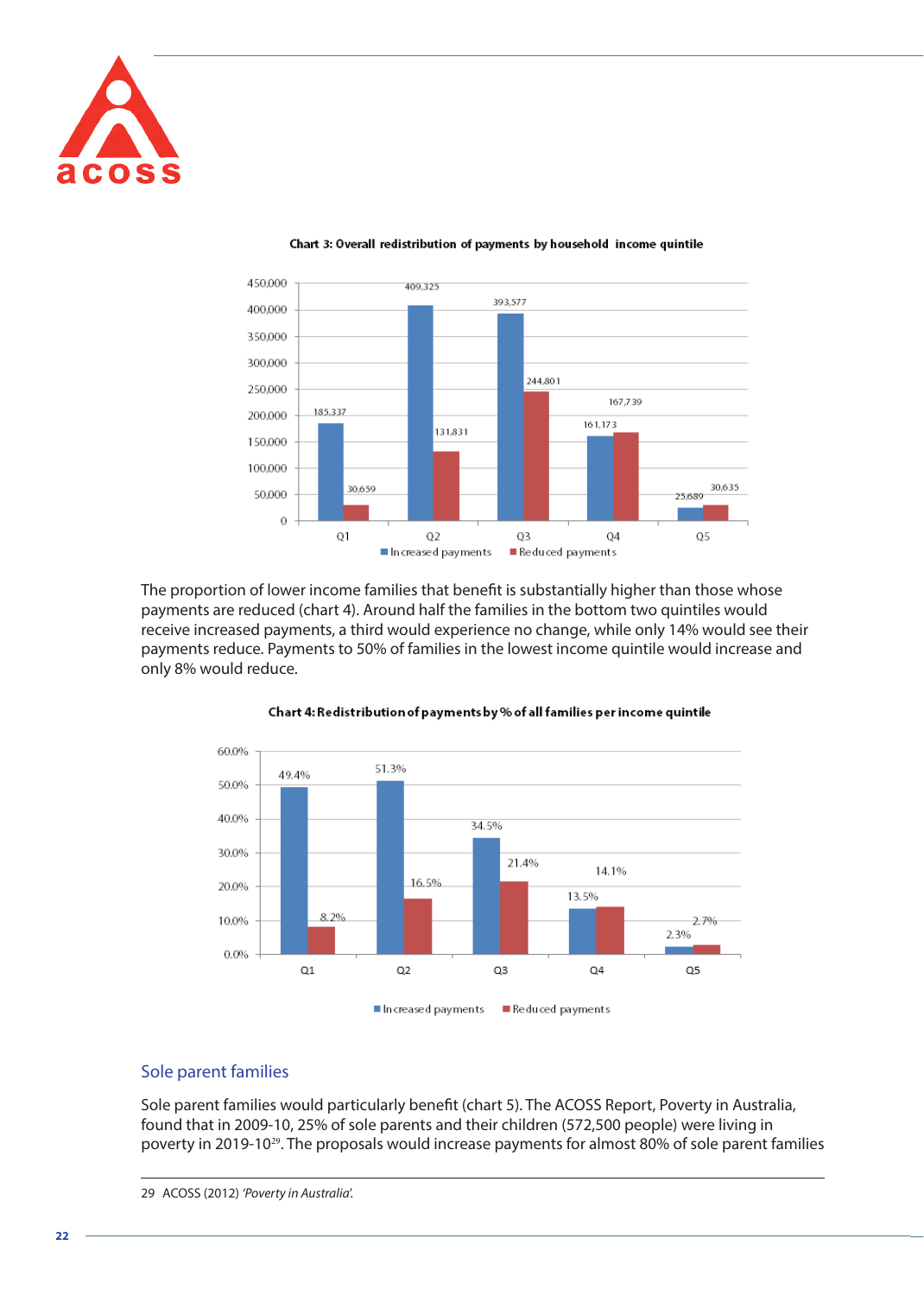**Chart 3: Overall redistribution of payments by household income quintile**

| | Increased payments | Reduced payments |
|---|---|---|
| Q1 | 185,337 | 30,659 |
| Q2 | 409,325 | 131,831 |
| Q3 | 393,577 | 244,801 |
| Q4 | 161,173 | 167,739 |
| Q5 | 25,689 | 30,635 |

The proportion of lower income families that benefit is substantially higher than those whose payments are reduced (chart 4). Around half the families in the bottom two quintiles would receive increased payments, a third would experience no change, while only 14% would see their payments reduce. Payments to 50% of families in the lowest income quintile would increase and only 8% would reduce.

**Chart 4: Redistribution of payments by % of all families per income quintile**

| | Increased payments | Reduced payments |
|---|---|---|
| Q1 | 49.4% | 8.2% |
| Q2 | 51.3% | 16.5% |
| Q3 | 34.5% | 21.4% |
| Q4 | 13.5% | 14.1% |
| Q5 | 2.3% | 2.7% |

## Sole parent families

Sole parent families would particularly benefit (chart 5). The ACOSS Report, Poverty in Australia, found that in 2009-10, 25% of sole parents and their children (572,500 people) were living in poverty in 2019-10[29]. The proposals would increase payments for almost 80% of sole parent families

29 ACOSS (2012) *'Poverty in Australia'.*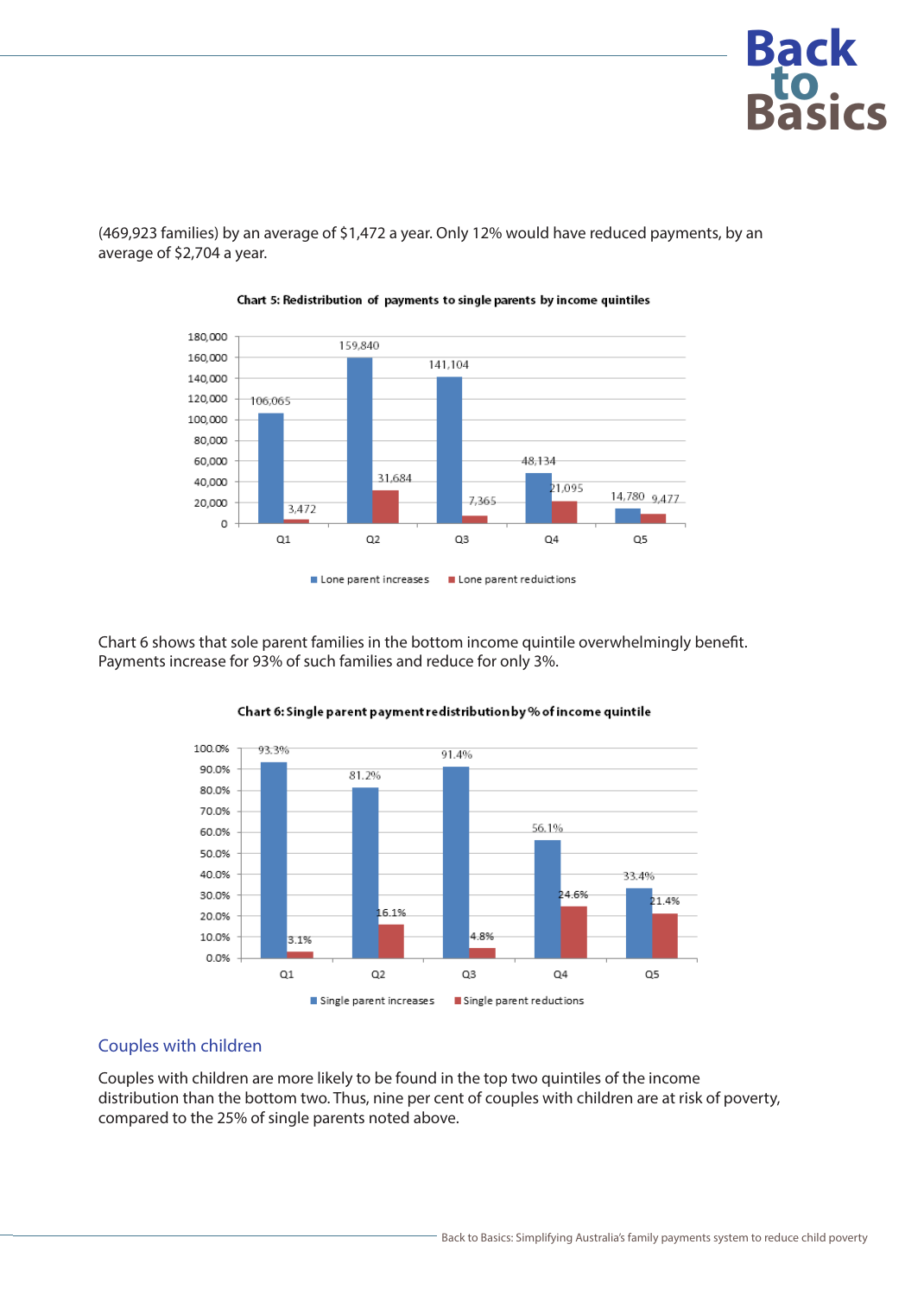(469,923 families) by an average of $1,472 a year. Only 12% would have reduced payments, by an average of $2,704 a year.

**Chart 5: Redistribution of payments to single parents by income quintiles**

| | Lone parent increases | Lone parent reduictions |
|---|---|---|
| Q1 | 106,065 | 3,472 |
| Q2 | 159,840 | 31,684 |
| Q3 | 141,104 | 7,365 |
| Q4 | 48,134 | 21,095 |
| Q5 | 14,780 | 9,477 |

Chart 6 shows that sole parent families in the bottom income quintile overwhelmingly benefit. Payments increase for 93% of such families and reduce for only 3%.

**Chart 6: Single parent payment redistribution by % of income quintile**

| | Single parent increases | Single parent reductions |
|---|---|---|
| Q1 | 93.3% | 3.1% |
| Q2 | 81.2% | 16.1% |
| Q3 | 91.4% | 4.8% |
| Q4 | 56.1% | 24.6% |
| Q5 | 33.4% | 21.4% |

## Couples with children

Couples with children are more likely to be found in the top two quintiles of the income distribution than the bottom two. Thus, nine per cent of couples with children are at risk of poverty, compared to the 25% of single parents noted above.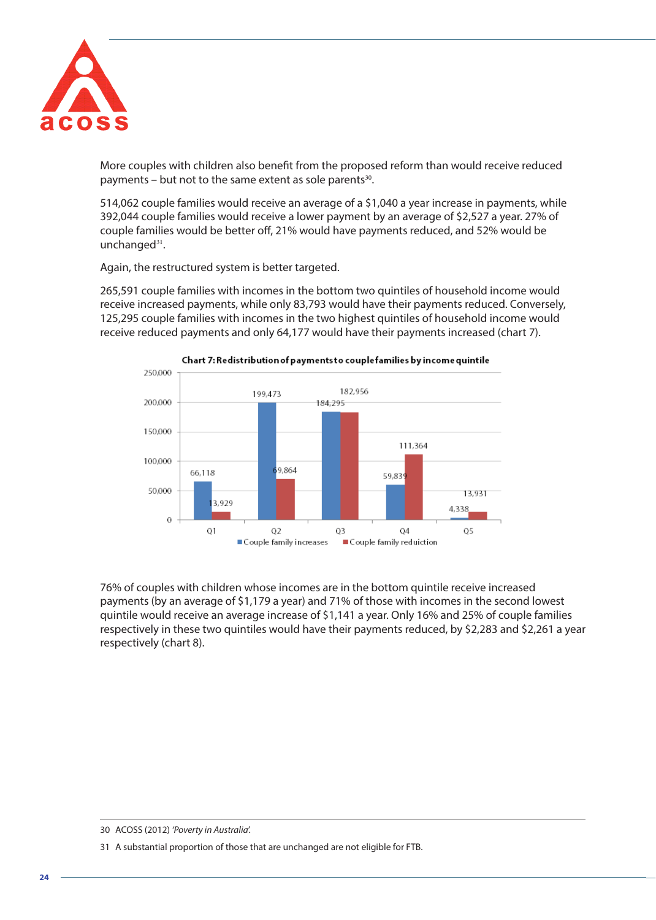More couples with children also benefit from the proposed reform than would receive reduced payments – but not to the same extent as sole parents[30].

514,062 couple families would receive an average of a $1,040 a year increase in payments, while 392,044 couple families would receive a lower payment by an average of $2,527 a year. 27% of couple families would be better off, 21% would have payments reduced, and 52% would be unchanged[31].

Again, the restructured system is better targeted.

265,591 couple families with incomes in the bottom two quintiles of household income would receive increased payments, while only 83,793 would have their payments reduced. Conversely, 125,295 couple families with incomes in the two highest quintiles of household income would receive reduced payments and only 64,177 would have their payments increased (chart 7).

**Chart 7: Redistribution of payments to couple families by income quintile**

| Quintile | Couple family increases | Couple family reduction |
|---|---|---|
| Q1 | 66,118 | 13,929 |
| Q2 | 199,473 | 69,864 |
| Q3 | 184,295 | 182,956 |
| Q4 | 59,839 | 111,364 |
| Q5 | 4,338 | 13,931 |

76% of couples with children whose incomes are in the bottom quintile receive increased payments (by an average of $1,179 a year) and 71% of those with incomes in the second lowest quintile would receive an average increase of $1,141 a year. Only 16% and 25% of couple families respectively in these two quintiles would have their payments reduced, by $2,283 and $2,261 a year respectively (chart 8).

---

30 ACOSS (2012) *'Poverty in Australia'.*

31 A substantial proportion of those that are unchanged are not eligible for FTB.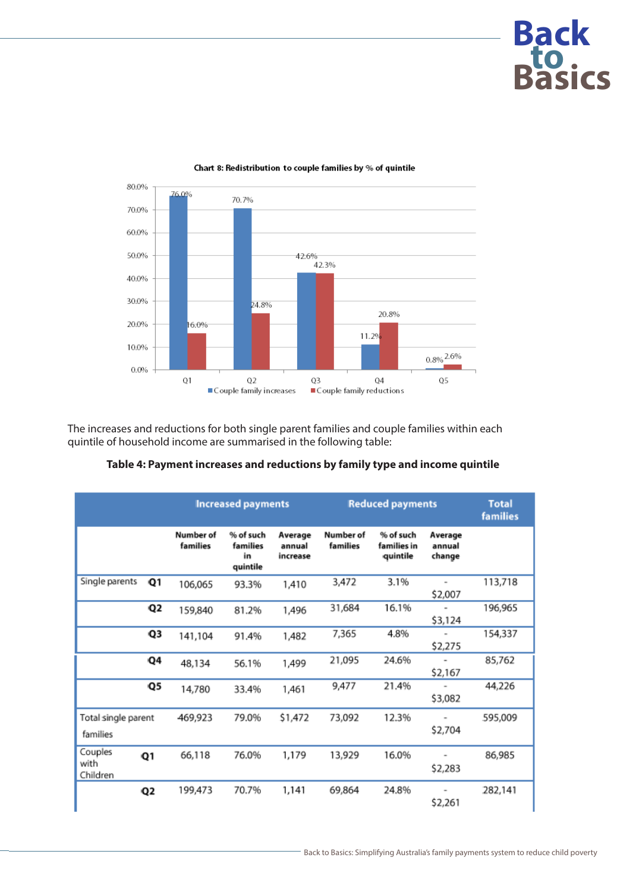**Chart 8: Redistribution to couple families by % of quintile**

| | Couple family increases | Couple family reductions |
|---|---|---|
| Q1 | 76.0% | 16.0% |
| Q2 | 70.7% | 24.8% |
| Q3 | 42.6% | 42.3% |
| Q4 | 11.2% | 20.8% |
| Q5 | 0.8% | 2.6% |

The increases and reductions for both single parent families and couple families within each quintile of household income are summarised in the following table:

**Table 4: Payment increases and reductions by family type and income quintile**

| | | Increased payments | | | Reduced payments | | | Total families |
|---|---|---|---|---|---|---|---|---|
| | | Number of families | % of such families in quintile | Average annual increase | Number of families | % of such families in quintile | Average annual change | |
| Single parents | Q1 | 106,065 | 93.3% | 1,410 | 3,472 | 3.1% | - $2,007 | 113,718 |
| | Q2 | 159,840 | 81.2% | 1,496 | 31,684 | 16.1% | - $3,124 | 196,965 |
| | Q3 | 141,104 | 91.4% | 1,482 | 7,365 | 4.8% | - $2,275 | 154,337 |
| | Q4 | 48,134 | 56.1% | 1,499 | 21,095 | 24.6% | - $2,167 | 85,762 |
| | Q5 | 14,780 | 33.4% | 1,461 | 9,477 | 21.4% | - $3,082 | 44,226 |
| Total single parent families | | 469,923 | 79.0% | $1,472 | 73,092 | 12.3% | - $2,704 | 595,009 |
| Couples with Children | Q1 | 66,118 | 76.0% | 1,179 | 13,929 | 16.0% | - $2,283 | 86,985 |
| | Q2 | 199,473 | 70.7% | 1,141 | 69,864 | 24.8% | - $2,261 | 282,141 |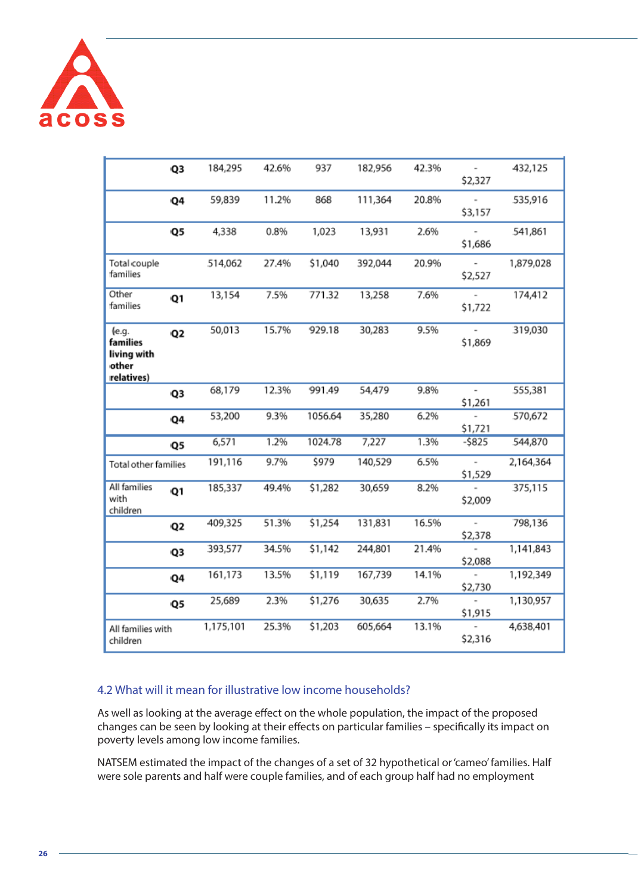| | | | | | | | | |
|---|---|---|---|---|---|---|---|---|
| | Q3 | 184,295 | 42.6% | 937 | 182,956 | 42.3% | -$2,327 | 432,125 |
| | Q4 | 59,839 | 11.2% | 868 | 111,364 | 20.8% | -$3,157 | 535,916 |
| | Q5 | 4,338 | 0.8% | 1,023 | 13,931 | 2.6% | -$1,686 | 541,861 |
| Total couple families | | 514,062 | 27.4% | $1,040 | 392,044 | 20.9% | -$2,527 | 1,879,028 |
| Other families | Q1 | 13,154 | 7.5% | 771.32 | 13,258 | 7.6% | -$1,722 | 174,412 |
| (e.g. **families living with other relatives)** | Q2 | 50,013 | 15.7% | 929.18 | 30,283 | 9.5% | -$1,869 | 319,030 |
| | Q3 | 68,179 | 12.3% | 991.49 | 54,479 | 9.8% | -$1,261 | 555,381 |
| | Q4 | 53,200 | 9.3% | 1056.64 | 35,280 | 6.2% | -$1,721 | 570,672 |
| | Q5 | 6,571 | 1.2% | 1024.78 | 7,227 | 1.3% | -$825 | 544,870 |
| Total other families | | 191,116 | 9.7% | $979 | 140,529 | 6.5% | -$1,529 | 2,164,364 |
| All families with children | Q1 | 185,337 | 49.4% | $1,282 | 30,659 | 8.2% | -$2,009 | 375,115 |
| | Q2 | 409,325 | 51.3% | $1,254 | 131,831 | 16.5% | -$2,378 | 798,136 |
| | Q3 | 393,577 | 34.5% | $1,142 | 244,801 | 21.4% | -$2,088 | 1,141,843 |
| | Q4 | 161,173 | 13.5% | $1,119 | 167,739 | 14.1% | -$2,730 | 1,192,349 |
| | Q5 | 25,689 | 2.3% | $1,276 | 30,635 | 2.7% | -$1,915 | 1,130,957 |
| All families with children | | 1,175,101 | 25.3% | $1,203 | 605,664 | 13.1% | -$2,316 | 4,638,401 |

## 4.2 What will it mean for illustrative low income households?

As well as looking at the average effect on the whole population, the impact of the proposed changes can be seen by looking at their effects on particular families – specifically its impact on poverty levels among low income families.

NATSEM estimated the impact of the changes of a set of 32 hypothetical or 'cameo' families. Half were sole parents and half were couple families, and of each group half had no employment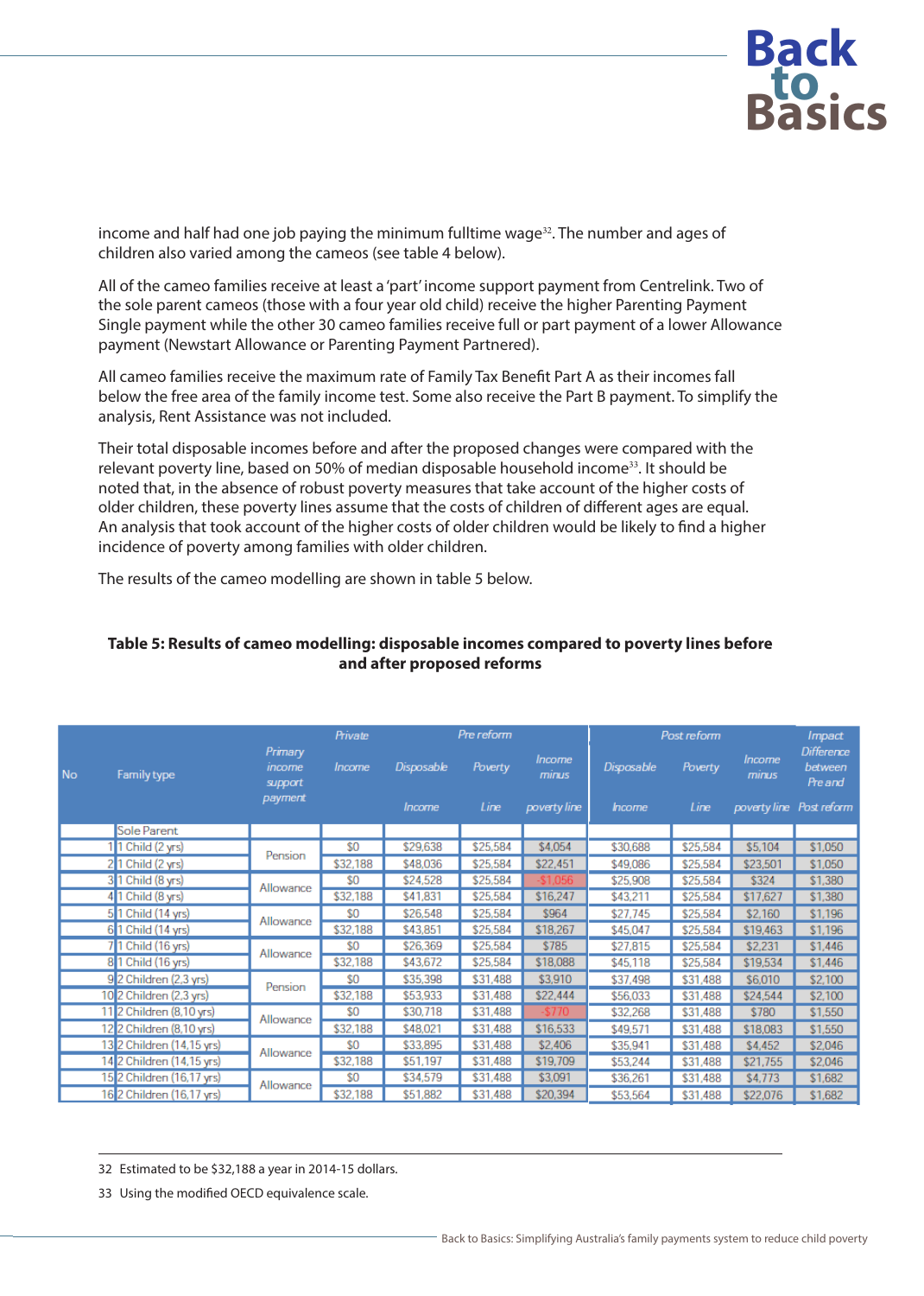income and half had one job paying the minimum fulltime wage[32]. The number and ages of children also varied among the cameos (see table 4 below).

All of the cameo families receive at least a 'part' income support payment from Centrelink. Two of the sole parent cameos (those with a four year old child) receive the higher Parenting Payment Single payment while the other 30 cameo families receive full or part payment of a lower Allowance payment (Newstart Allowance or Parenting Payment Partnered).

All cameo families receive the maximum rate of Family Tax Benefit Part A as their incomes fall below the free area of the family income test. Some also receive the Part B payment. To simplify the analysis, Rent Assistance was not included.

Their total disposable incomes before and after the proposed changes were compared with the relevant poverty line, based on 50% of median disposable household income[33]. It should be noted that, in the absence of robust poverty measures that take account of the higher costs of older children, these poverty lines assume that the costs of children of different ages are equal. An analysis that took account of the higher costs of older children would be likely to find a higher incidence of poverty among families with older children.

The results of the cameo modelling are shown in table 5 below.

**Table 5: Results of cameo modelling: disposable incomes compared to poverty lines before and after proposed reforms**

| No | Family type | Primary income support payment | Private Income | Pre reform Disposable Income | Pre reform Poverty Line | Pre reform Income minus poverty line | Post reform Disposable Income | Post reform Poverty Line | Post reform Income minus poverty line | Impact Difference between Pre and Post reform |
|---|---|---|---|---|---|---|---|---|---|---|
| | Sole Parent | | | | | | | | | |
| 1 | 1 Child (2 yrs) | Pension | $0 | $29,638 | $25,584 | $4,054 | $30,688 | $25,584 | $5,104 | $1,050 |
| 2 | 1 Child (2 yrs) | | $32,188 | $48,036 | $25,584 | $22,451 | $49,086 | $25,584 | $23,501 | $1,050 |
| 3 | 1 Child (8 yrs) | Allowance | $0 | $24,528 | $25,584 | -$1,056 | $25,908 | $25,584 | $324 | $1,380 |
| 4 | 1 Child (8 yrs) | | $32,188 | $41,831 | $25,584 | $16,247 | $43,211 | $25,584 | $17,627 | $1,380 |
| 5 | 1 Child (14 yrs) | Allowance | $0 | $26,548 | $25,584 | $964 | $27,745 | $25,584 | $2,160 | $1,196 |
| 6 | 1 Child (14 yrs) | | $32,188 | $43,851 | $25,584 | $18,267 | $45,047 | $25,584 | $19,463 | $1,196 |
| 7 | 1 Child (16 yrs) | Allowance | $0 | $26,369 | $25,584 | $785 | $27,815 | $25,584 | $2,231 | $1,446 |
| 8 | 1 Child (16 yrs) | | $32,188 | $43,672 | $25,584 | $18,088 | $45,118 | $25,584 | $19,534 | $1,446 |
| 9 | 2 Children (2,3 yrs) | Pension | $0 | $35,398 | $31,488 | $3,910 | $37,498 | $31,488 | $6,010 | $2,100 |
| 10 | 2 Children (2,3 yrs) | | $32,188 | $53,933 | $31,488 | $22,444 | $56,033 | $31,488 | $24,544 | $2,100 |
| 11 | 2 Children (8,10 yrs) | Allowance | $0 | $30,718 | $31,488 | -$770 | $32,268 | $31,488 | $780 | $1,550 |
| 12 | 2 Children (8,10 yrs) | | $32,188 | $48,021 | $31,488 | $16,533 | $49,571 | $31,488 | $18,083 | $1,550 |
| 13 | 2 Children (14,15 yrs) | Allowance | $0 | $33,895 | $31,488 | $2,406 | $35,941 | $31,488 | $4,452 | $2,046 |
| 14 | 2 Children (14,15 yrs) | | $32,188 | $51,197 | $31,488 | $19,709 | $53,244 | $31,488 | $21,755 | $2,046 |
| 15 | 2 Children (16,17 yrs) | Allowance | $0 | $34,579 | $31,488 | $3,091 | $36,261 | $31,488 | $4,773 | $1,682 |
| 16 | 2 Children (16,17 yrs) | | $32,188 | $51,882 | $31,488 | $20,394 | $53,564 | $31,488 | $22,076 | $1,682 |

32 Estimated to be $32,188 a year in 2014-15 dollars.

33 Using the modified OECD equivalence scale.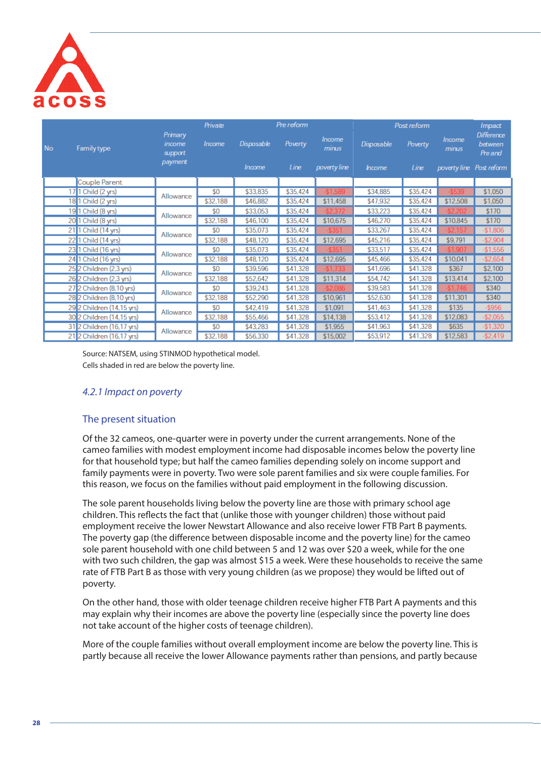| No | Family type | Primary income support payment | Private Income | Pre reform Disposable Income | Pre reform Poverty Line | Pre reform Income minus poverty line | Post reform Disposable Income | Post reform Poverty Line | Post reform Income minus poverty line | Impact Difference between Pre and Post reform |
|---|---|---|---|---|---|---|---|---|---|---|
| | Couple Parent | | | | | | | | | |
| 17 | 1 Child (2 yrs) | Allowance | $0 | $33,835 | $35,424 | -$1,589 | $34,885 | $35,424 | -$539 | $1,050 |
| 18 | 1 Child (2 yrs) | | $32,188 | $46,882 | $35,424 | $11,458 | $47,932 | $35,424 | $12,508 | $1,050 |
| 19 | 1 Child (8 yrs) | Allowance | $0 | $33,053 | $35,424 | -$2,372 | $33,223 | $35,424 | -$2,202 | $170 |
| 20 | 1 Child (8 yrs) | | $32,188 | $46,100 | $35,424 | $10,675 | $46,270 | $35,424 | $10,845 | $170 |
| 21 | 1 Child (14 yrs) | Allowance | $0 | $35,073 | $35,424 | -$351 | $33,267 | $35,424 | -$2,157 | -$1,806 |
| 22 | 1 Child (14 yrs) | | $32,188 | $48,120 | $35,424 | $12,695 | $45,216 | $35,424 | $9,791 | -$2,904 |
| 23 | 1 Child (16 yrs) | Allowance | $0 | $35,073 | $35,424 | -$351 | $33,517 | $35,424 | -$1,907 | -$1,556 |
| 24 | 1 Child (16 yrs) | | $32,188 | $48,120 | $35,424 | $12,695 | $45,466 | $35,424 | $10,041 | -$2,654 |
| 25 | 2 Children (2,3 yrs) | Allowance | $0 | $39,596 | $41,328 | -$1,733 | $41,696 | $41,328 | $367 | $2,100 |
| 26 | 2 Children (2,3 yrs) | | $32,188 | $52,642 | $41,328 | $11,314 | $54,742 | $41,328 | $13,414 | $2,100 |
| 27 | 2 Children (8,10 yrs) | Allowance | $0 | $39,243 | $41,328 | -$2,086 | $39,583 | $41,328 | -$1,746 | $340 |
| 28 | 2 Children (8,10 yrs) | | $32,188 | $52,290 | $41,328 | $10,961 | $52,630 | $41,328 | $11,301 | $340 |
| 29 | 2 Children (14,15 yrs) | Allowance | $0 | $42,419 | $41,328 | $1,091 | $41,463 | $41,328 | $135 | -$956 |
| 30 | 2 Children (14,15 yrs) | | $32,188 | $55,466 | $41,328 | $14,138 | $53,412 | $41,328 | $12,083 | -$2,055 |
| 31 | 2 Children (16,17 yrs) | Allowance | $0 | $43,283 | $41,328 | $1,955 | $41,963 | $41,328 | $635 | -$1,320 |
| 21 | 2 Children (16,17 yrs) | | $32,188 | $56,330 | $41,328 | $15,002 | $53,912 | $41,328 | $12,583 | -$2,419 |

Source: NATSEM, using STINMOD hypothetical model.
Cells shaded in red are below the poverty line.

### *4.2.1 Impact on poverty*

### The present situation

Of the 32 cameos, one-quarter were in poverty under the current arrangements. None of the cameo families with modest employment income had disposable incomes below the poverty line for that household type; but half the cameo families depending solely on income support and family payments were in poverty. Two were sole parent families and six were couple families. For this reason, we focus on the families without paid employment in the following discussion.

The sole parent households living below the poverty line are those with primary school age children. This reflects the fact that (unlike those with younger children) those without paid employment receive the lower Newstart Allowance and also receive lower FTB Part B payments. The poverty gap (the difference between disposable income and the poverty line) for the cameo sole parent household with one child between 5 and 12 was over $20 a week, while for the one with two such children, the gap was almost $15 a week. Were these households to receive the same rate of FTB Part B as those with very young children (as we propose) they would be lifted out of poverty.

On the other hand, those with older teenage children receive higher FTB Part A payments and this may explain why their incomes are above the poverty line (especially since the poverty line does not take account of the higher costs of teenage children).

More of the couple families without overall employment income are below the poverty line. This is partly because all receive the lower Allowance payments rather than pensions, and partly because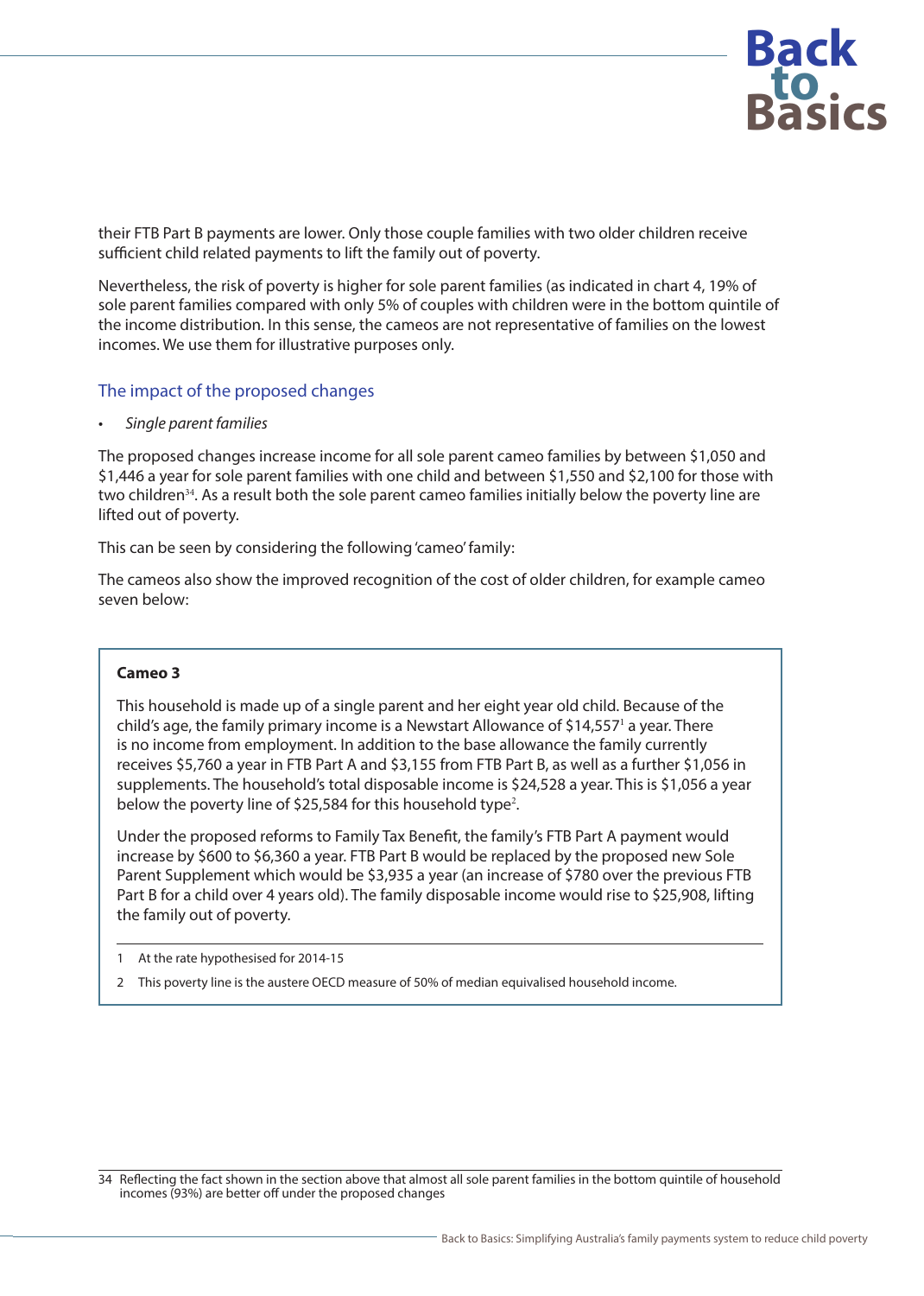their FTB Part B payments are lower. Only those couple families with two older children receive sufficient child related payments to lift the family out of poverty.

Nevertheless, the risk of poverty is higher for sole parent families (as indicated in chart 4, 19% of sole parent families compared with only 5% of couples with children were in the bottom quintile of the income distribution. In this sense, the cameos are not representative of families on the lowest incomes. We use them for illustrative purposes only.

### The impact of the proposed changes

- *Single parent families*

The proposed changes increase income for all sole parent cameo families by between $1,050 and $1,446 a year for sole parent families with one child and between $1,550 and $2,100 for those with two children[34]. As a result both the sole parent cameo families initially below the poverty line are lifted out of poverty.

This can be seen by considering the following 'cameo' family:

The cameos also show the improved recognition of the cost of older children, for example cameo seven below:

> **Cameo 3**
>
> This household is made up of a single parent and her eight year old child. Because of the child's age, the family primary income is a Newstart Allowance of $14,557[1] a year. There is no income from employment. In addition to the base allowance the family currently receives $5,760 a year in FTB Part A and $3,155 from FTB Part B, as well as a further $1,056 in supplements. The household's total disposable income is $24,528 a year. This is $1,056 a year below the poverty line of $25,584 for this household type[2].
>
> Under the proposed reforms to Family Tax Benefit, the family's FTB Part A payment would increase by $600 to $6,360 a year. FTB Part B would be replaced by the proposed new Sole Parent Supplement which would be $3,935 a year (an increase of $780 over the previous FTB Part B for a child over 4 years old). The family disposable income would rise to $25,908, lifting the family out of poverty.
>
> 1 At the rate hypothesised for 2014-15
>
> 2 This poverty line is the austere OECD measure of 50% of median equivalised household income.

34 Reflecting the fact shown in the section above that almost all sole parent families in the bottom quintile of household incomes (93%) are better off under the proposed changes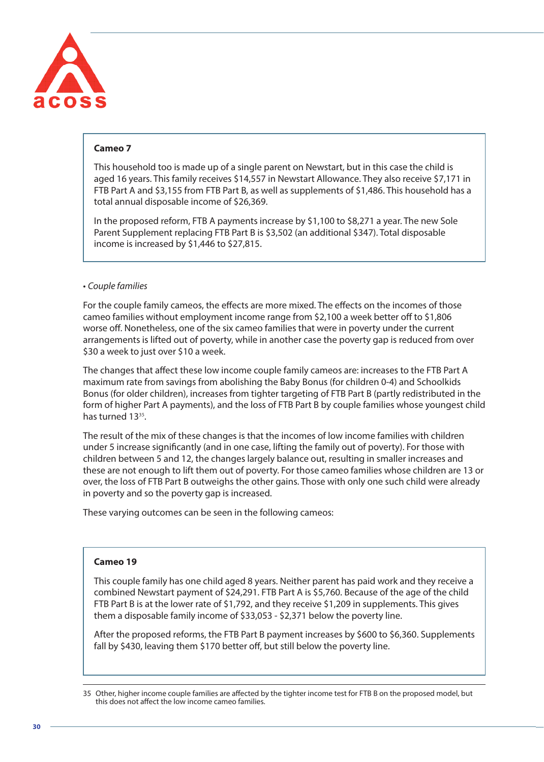**Cameo 7**

This household too is made up of a single parent on Newstart, but in this case the child is aged 16 years. This family receives $14,557 in Newstart Allowance. They also receive $7,171 in FTB Part A and $3,155 from FTB Part B, as well as supplements of $1,486. This household has a total annual disposable income of $26,369.

In the proposed reform, FTB A payments increase by $1,100 to $8,271 a year. The new Sole Parent Supplement replacing FTB Part B is $3,502 (an additional $347). Total disposable income is increased by $1,446 to $27,815.

- *Couple families*

For the couple family cameos, the effects are more mixed. The effects on the incomes of those cameo families without employment income range from $2,100 a week better off to $1,806 worse off. Nonetheless, one of the six cameo families that were in poverty under the current arrangements is lifted out of poverty, while in another case the poverty gap is reduced from over $30 a week to just over $10 a week.

The changes that affect these low income couple family cameos are: increases to the FTB Part A maximum rate from savings from abolishing the Baby Bonus (for children 0-4) and Schoolkids Bonus (for older children), increases from tighter targeting of FTB Part B (partly redistributed in the form of higher Part A payments), and the loss of FTB Part B by couple families whose youngest child has turned 13[35].

The result of the mix of these changes is that the incomes of low income families with children under 5 increase significantly (and in one case, lifting the family out of poverty). For those with children between 5 and 12, the changes largely balance out, resulting in smaller increases and these are not enough to lift them out of poverty. For those cameo families whose children are 13 or over, the loss of FTB Part B outweighs the other gains. Those with only one such child were already in poverty and so the poverty gap is increased.

These varying outcomes can be seen in the following cameos:

**Cameo 19**

This couple family has one child aged 8 years. Neither parent has paid work and they receive a combined Newstart payment of $24,291. FTB Part A is $5,760. Because of the age of the child FTB Part B is at the lower rate of $1,792, and they receive $1,209 in supplements. This gives them a disposable family income of $33,053 - $2,371 below the poverty line.

After the proposed reforms, the FTB Part B payment increases by $600 to $6,360. Supplements fall by $430, leaving them $170 better off, but still below the poverty line.

---

35 Other, higher income couple families are affected by the tighter income test for FTB B on the proposed model, but this does not affect the low income cameo families.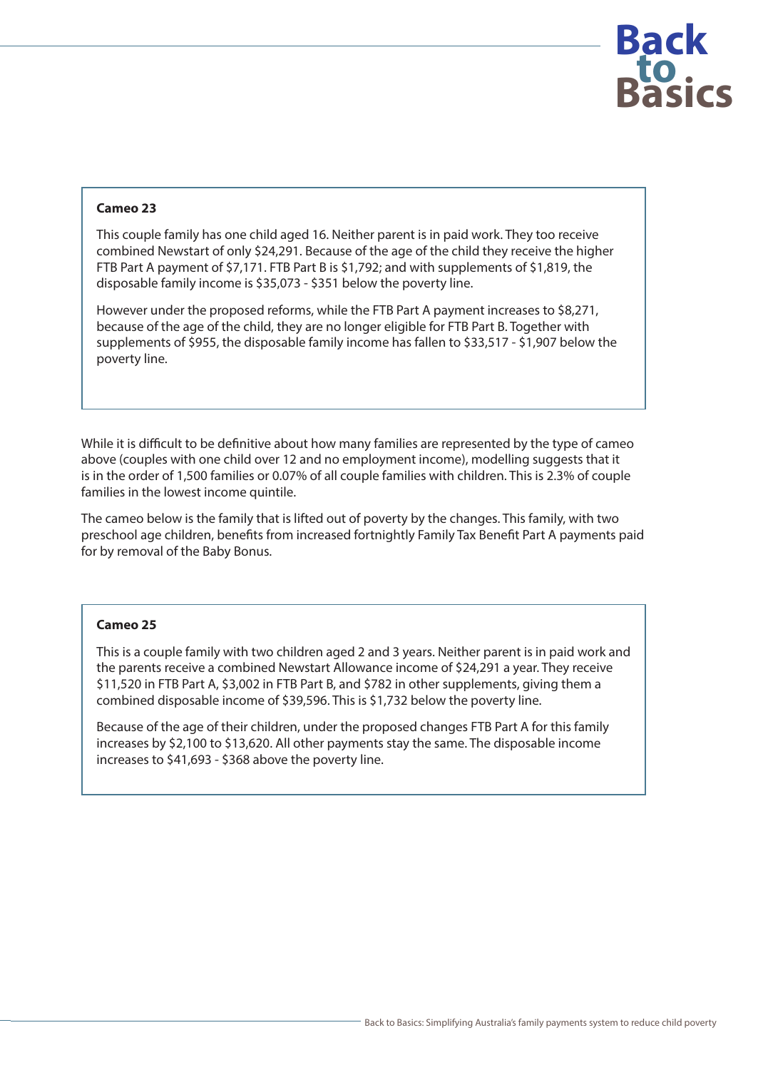**Cameo 23**

This couple family has one child aged 16. Neither parent is in paid work. They too receive combined Newstart of only $24,291. Because of the age of the child they receive the higher FTB Part A payment of $7,171. FTB Part B is $1,792; and with supplements of $1,819, the disposable family income is $35,073 - $351 below the poverty line.

However under the proposed reforms, while the FTB Part A payment increases to $8,271, because of the age of the child, they are no longer eligible for FTB Part B. Together with supplements of $955, the disposable family income has fallen to $33,517 - $1,907 below the poverty line.

While it is difficult to be definitive about how many families are represented by the type of cameo above (couples with one child over 12 and no employment income), modelling suggests that it is in the order of 1,500 families or 0.07% of all couple families with children. This is 2.3% of couple families in the lowest income quintile.

The cameo below is the family that is lifted out of poverty by the changes. This family, with two preschool age children, benefits from increased fortnightly Family Tax Benefit Part A payments paid for by removal of the Baby Bonus.

**Cameo 25**

This is a couple family with two children aged 2 and 3 years. Neither parent is in paid work and the parents receive a combined Newstart Allowance income of $24,291 a year. They receive $11,520 in FTB Part A, $3,002 in FTB Part B, and $782 in other supplements, giving them a combined disposable income of $39,596. This is $1,732 below the poverty line.

Because of the age of their children, under the proposed changes FTB Part A for this family increases by $2,100 to $13,620. All other payments stay the same. The disposable income increases to $41,693 - $368 above the poverty line.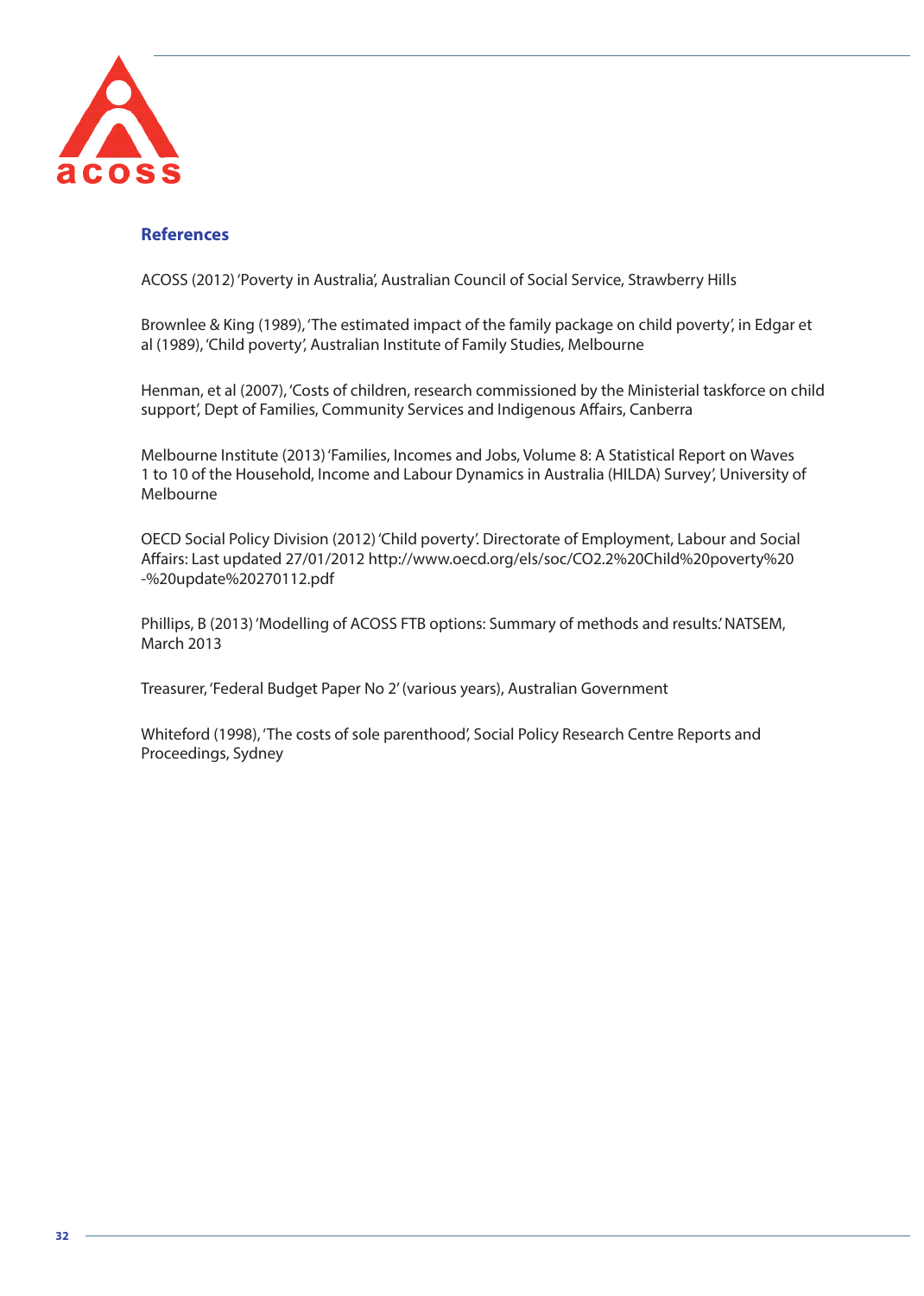## References

ACOSS (2012) 'Poverty in Australia', Australian Council of Social Service, Strawberry Hills

Brownlee & King (1989), 'The estimated impact of the family package on child poverty', in Edgar et al (1989), 'Child poverty', Australian Institute of Family Studies, Melbourne

Henman, et al (2007), 'Costs of children, research commissioned by the Ministerial taskforce on child support', Dept of Families, Community Services and Indigenous Affairs, Canberra

Melbourne Institute (2013) 'Families, Incomes and Jobs, Volume 8: A Statistical Report on Waves 1 to 10 of the Household, Income and Labour Dynamics in Australia (HILDA) Survey', University of Melbourne

OECD Social Policy Division (2012) 'Child poverty'. Directorate of Employment, Labour and Social Affairs: Last updated 27/01/2012 http://www.oecd.org/els/soc/CO2.2%20Child%20poverty%20-%20update%20270112.pdf

Phillips, B (2013) 'Modelling of ACOSS FTB options: Summary of methods and results.' NATSEM, March 2013

Treasurer, 'Federal Budget Paper No 2' (various years), Australian Government

Whiteford (1998), 'The costs of sole parenthood', Social Policy Research Centre Reports and Proceedings, Sydney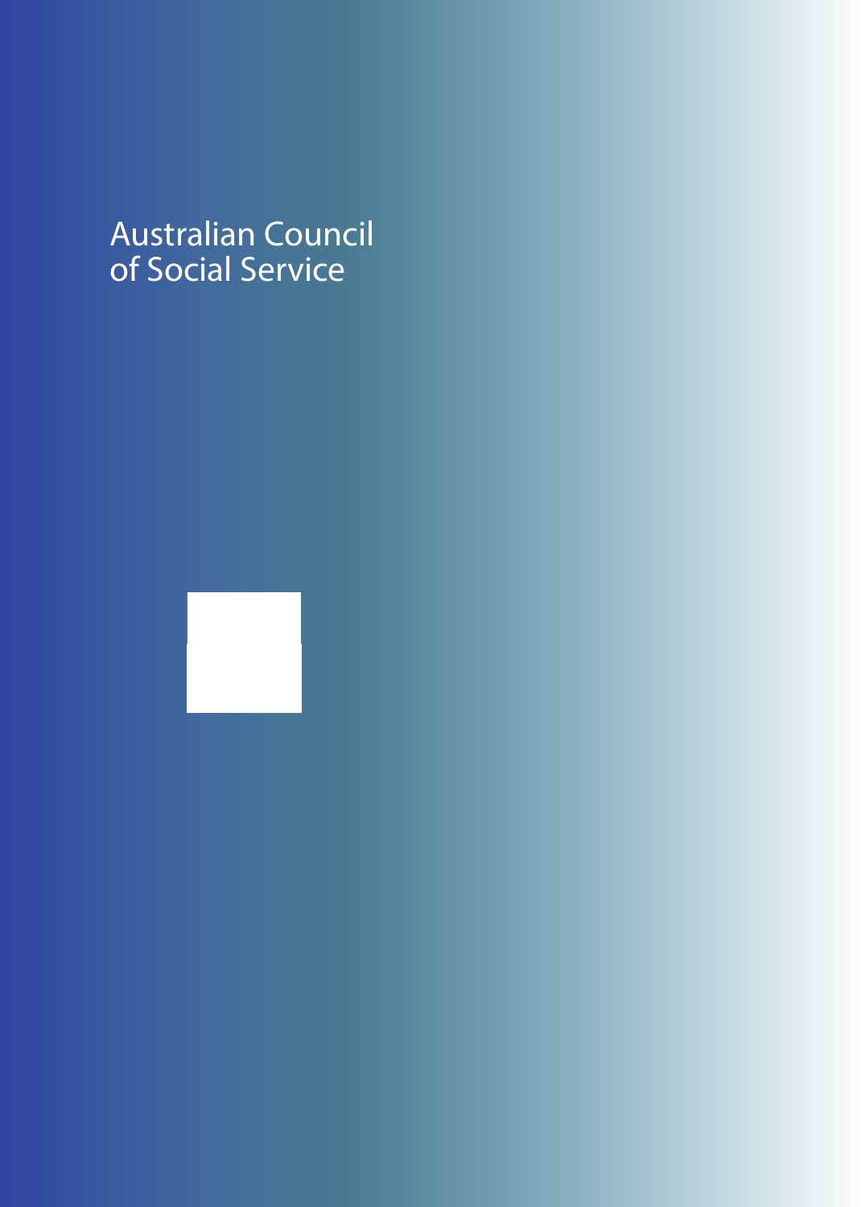Australian Council
of Social Service